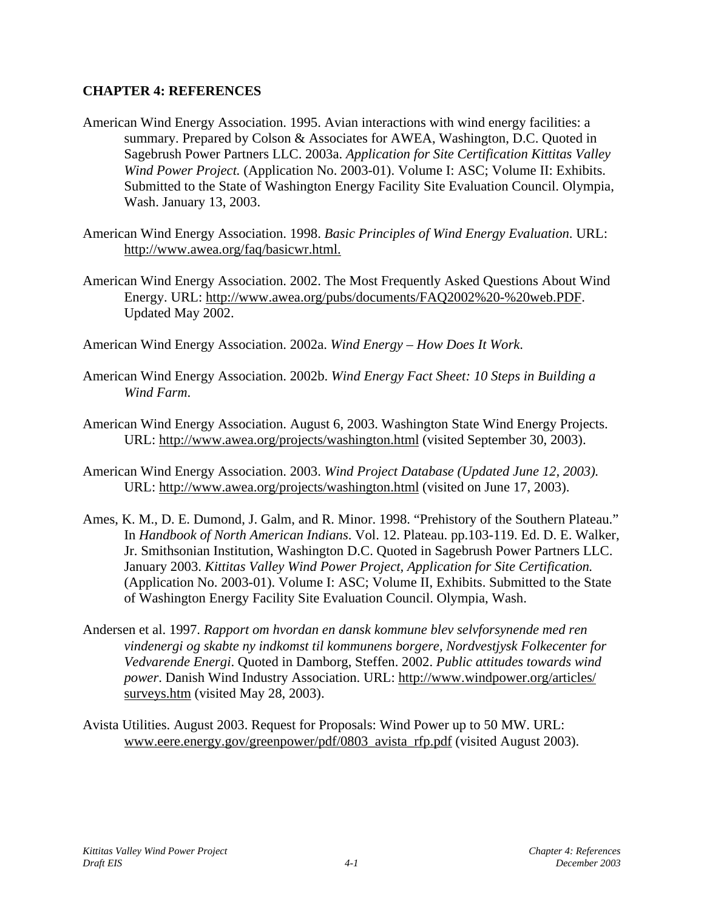## CHAPTER 4: REFERENCES

American Wind Energy Association. 1995. Avian interactions with wind energy facilities: a summary. Prepared by Colson & Associates for AWEA, Washington, D.C. Quoted in Sagebrush Power Partners LLC. 2003a. *Application for Site Certification Kittitas Valley Wind Power Project.* (Application No. 2003-01). Volume I: ASC; Volume II: Exhibits. Submitted to the State of Washington Energy Facility Site Evaluation Council. Olympia, Wash. January 13, 2003.

American Wind Energy Association. 1998. *Basic Principles of Wind Energy Evaluation*. URL: http://www.awea.org/faq/basicwr.html.

American Wind Energy Association. 2002. The Most Frequently Asked Questions About Wind Energy. URL: http://www.awea.org/pubs/documents/FAQ2002%20-%20web.PDF. Updated May 2002.

American Wind Energy Association. 2002a. *Wind Energy – How Does It Work*.

American Wind Energy Association. 2002b. *Wind Energy Fact Sheet: 10 Steps in Building a Wind Farm*.

American Wind Energy Association. August 6, 2003. Washington State Wind Energy Projects. URL: http://www.awea.org/projects/washington.html (visited September 30, 2003).

American Wind Energy Association. 2003. *Wind Project Database (Updated June 12, 2003).* URL: http://www.awea.org/projects/washington.html (visited on June 17, 2003).

Ames, K. M., D. E. Dumond, J. Galm, and R. Minor. 1998. "Prehistory of the Southern Plateau." In *Handbook of North American Indians*. Vol. 12. Plateau. pp.103-119. Ed. D. E. Walker, Jr. Smithsonian Institution, Washington D.C. Quoted in Sagebrush Power Partners LLC. January 2003. *Kittitas Valley Wind Power Project, Application for Site Certification.* (Application No. 2003-01). Volume I: ASC; Volume II, Exhibits. Submitted to the State of Washington Energy Facility Site Evaluation Council. Olympia, Wash.

Andersen et al. 1997. *Rapport om hvordan en dansk kommune blev selvforsynende med ren vindenergi og skabte ny indkomst til kommunens borgere, Nordvestjysk Folkecenter for Vedvarende Energi*. Quoted in Damborg, Steffen. 2002. *Public attitudes towards wind power*. Danish Wind Industry Association. URL: http://www.windpower.org/articles/surveys.htm (visited May 28, 2003).

Avista Utilities. August 2003. Request for Proposals: Wind Power up to 50 MW. URL: www.eere.energy.gov/greenpower/pdf/0803_avista_rfp.pdf (visited August 2003).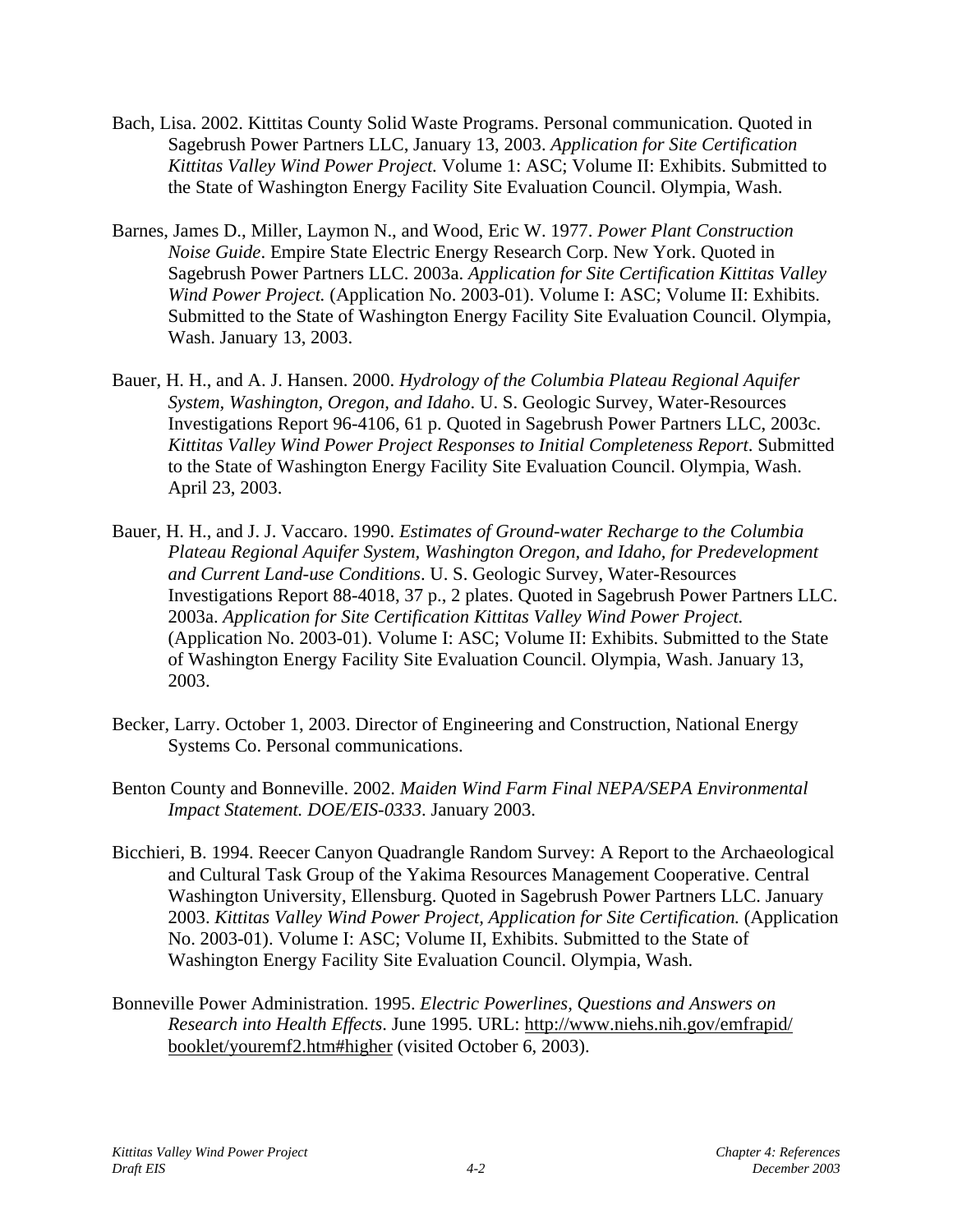Bach, Lisa. 2002. Kittitas County Solid Waste Programs. Personal communication. Quoted in Sagebrush Power Partners LLC, January 13, 2003. *Application for Site Certification Kittitas Valley Wind Power Project.* Volume 1: ASC; Volume II: Exhibits. Submitted to the State of Washington Energy Facility Site Evaluation Council. Olympia, Wash.

Barnes, James D., Miller, Laymon N., and Wood, Eric W. 1977. *Power Plant Construction Noise Guide*. Empire State Electric Energy Research Corp. New York. Quoted in Sagebrush Power Partners LLC. 2003a. *Application for Site Certification Kittitas Valley Wind Power Project.* (Application No. 2003-01). Volume I: ASC; Volume II: Exhibits. Submitted to the State of Washington Energy Facility Site Evaluation Council. Olympia, Wash. January 13, 2003.

Bauer, H. H., and A. J. Hansen. 2000. *Hydrology of the Columbia Plateau Regional Aquifer System, Washington, Oregon, and Idaho*. U. S. Geologic Survey, Water-Resources Investigations Report 96-4106, 61 p. Quoted in Sagebrush Power Partners LLC, 2003c. *Kittitas Valley Wind Power Project Responses to Initial Completeness Report*. Submitted to the State of Washington Energy Facility Site Evaluation Council. Olympia, Wash. April 23, 2003.

Bauer, H. H., and J. J. Vaccaro. 1990. *Estimates of Ground-water Recharge to the Columbia Plateau Regional Aquifer System, Washington Oregon, and Idaho, for Predevelopment and Current Land-use Conditions*. U. S. Geologic Survey, Water-Resources Investigations Report 88-4018, 37 p., 2 plates. Quoted in Sagebrush Power Partners LLC. 2003a. *Application for Site Certification Kittitas Valley Wind Power Project.* (Application No. 2003-01). Volume I: ASC; Volume II: Exhibits. Submitted to the State of Washington Energy Facility Site Evaluation Council. Olympia, Wash. January 13, 2003.

Becker, Larry. October 1, 2003. Director of Engineering and Construction, National Energy Systems Co. Personal communications.

Benton County and Bonneville. 2002. *Maiden Wind Farm Final NEPA/SEPA Environmental Impact Statement. DOE/EIS-0333*. January 2003.

Bicchieri, B. 1994. Reecer Canyon Quadrangle Random Survey: A Report to the Archaeological and Cultural Task Group of the Yakima Resources Management Cooperative. Central Washington University, Ellensburg. Quoted in Sagebrush Power Partners LLC. January 2003. *Kittitas Valley Wind Power Project, Application for Site Certification.* (Application No. 2003-01). Volume I: ASC; Volume II, Exhibits. Submitted to the State of Washington Energy Facility Site Evaluation Council. Olympia, Wash.

Bonneville Power Administration. 1995. *Electric Powerlines, Questions and Answers on Research into Health Effects.* June 1995. URL: http://www.niehs.nih.gov/emfrapid/booklet/youremf2.htm#higher (visited October 6, 2003).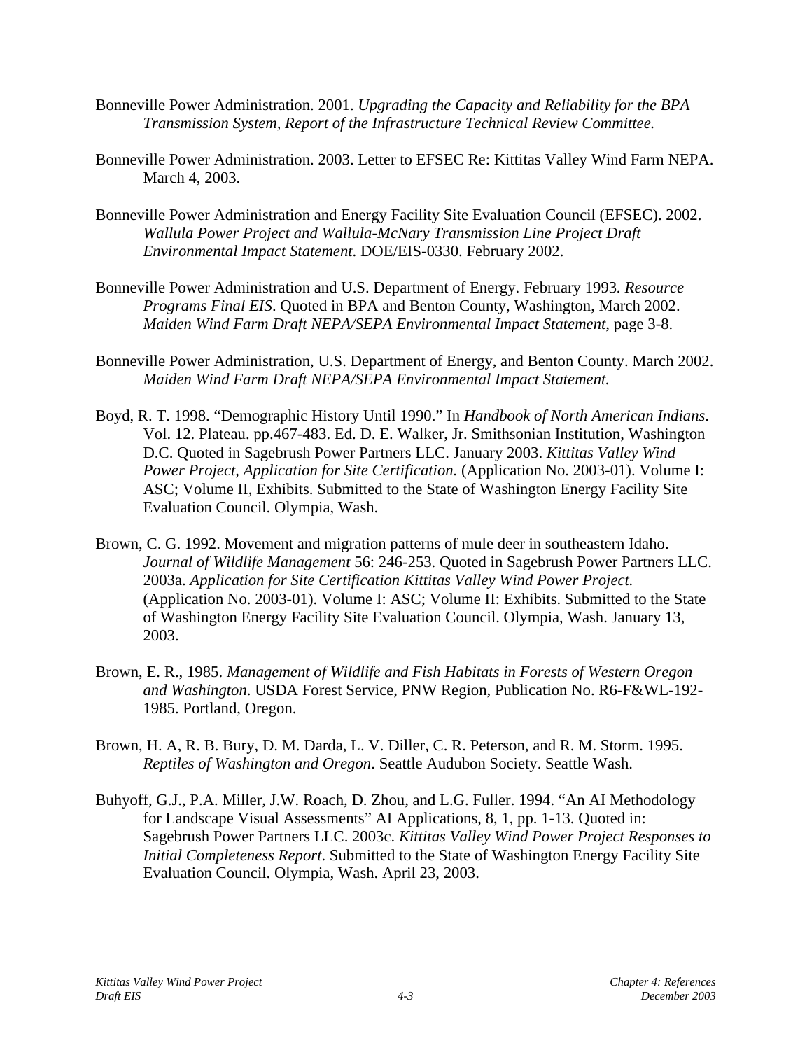Bonneville Power Administration. 2001. *Upgrading the Capacity and Reliability for the BPA Transmission System, Report of the Infrastructure Technical Review Committee.*

Bonneville Power Administration. 2003. Letter to EFSEC Re: Kittitas Valley Wind Farm NEPA. March 4, 2003.

Bonneville Power Administration and Energy Facility Site Evaluation Council (EFSEC). 2002. *Wallula Power Project and Wallula-McNary Transmission Line Project Draft Environmental Impact Statement*. DOE/EIS-0330. February 2002.

Bonneville Power Administration and U.S. Department of Energy. February 1993. *Resource Programs Final EIS*. Quoted in BPA and Benton County, Washington, March 2002. *Maiden Wind Farm Draft NEPA/SEPA Environmental Impact Statement*, page 3-8.

Bonneville Power Administration, U.S. Department of Energy, and Benton County. March 2002. *Maiden Wind Farm Draft NEPA/SEPA Environmental Impact Statement.*

Boyd, R. T. 1998. "Demographic History Until 1990." In *Handbook of North American Indians*. Vol. 12. Plateau. pp.467-483. Ed. D. E. Walker, Jr. Smithsonian Institution, Washington D.C. Quoted in Sagebrush Power Partners LLC. January 2003. *Kittitas Valley Wind Power Project, Application for Site Certification.* (Application No. 2003-01). Volume I: ASC; Volume II, Exhibits. Submitted to the State of Washington Energy Facility Site Evaluation Council. Olympia, Wash.

Brown, C. G. 1992. Movement and migration patterns of mule deer in southeastern Idaho. *Journal of Wildlife Management* 56: 246-253. Quoted in Sagebrush Power Partners LLC. 2003a. *Application for Site Certification Kittitas Valley Wind Power Project.* (Application No. 2003-01). Volume I: ASC; Volume II: Exhibits. Submitted to the State of Washington Energy Facility Site Evaluation Council. Olympia, Wash. January 13, 2003.

Brown, E. R., 1985. *Management of Wildlife and Fish Habitats in Forests of Western Oregon and Washington*. USDA Forest Service, PNW Region, Publication No. R6-F&WL-192-1985. Portland, Oregon.

Brown, H. A, R. B. Bury, D. M. Darda, L. V. Diller, C. R. Peterson, and R. M. Storm. 1995. *Reptiles of Washington and Oregon*. Seattle Audubon Society. Seattle Wash.

Buhyoff, G.J., P.A. Miller, J.W. Roach, D. Zhou, and L.G. Fuller. 1994. "An AI Methodology for Landscape Visual Assessments" AI Applications, 8, 1, pp. 1-13. Quoted in: Sagebrush Power Partners LLC. 2003c. *Kittitas Valley Wind Power Project Responses to Initial Completeness Report*. Submitted to the State of Washington Energy Facility Site Evaluation Council. Olympia, Wash. April 23, 2003.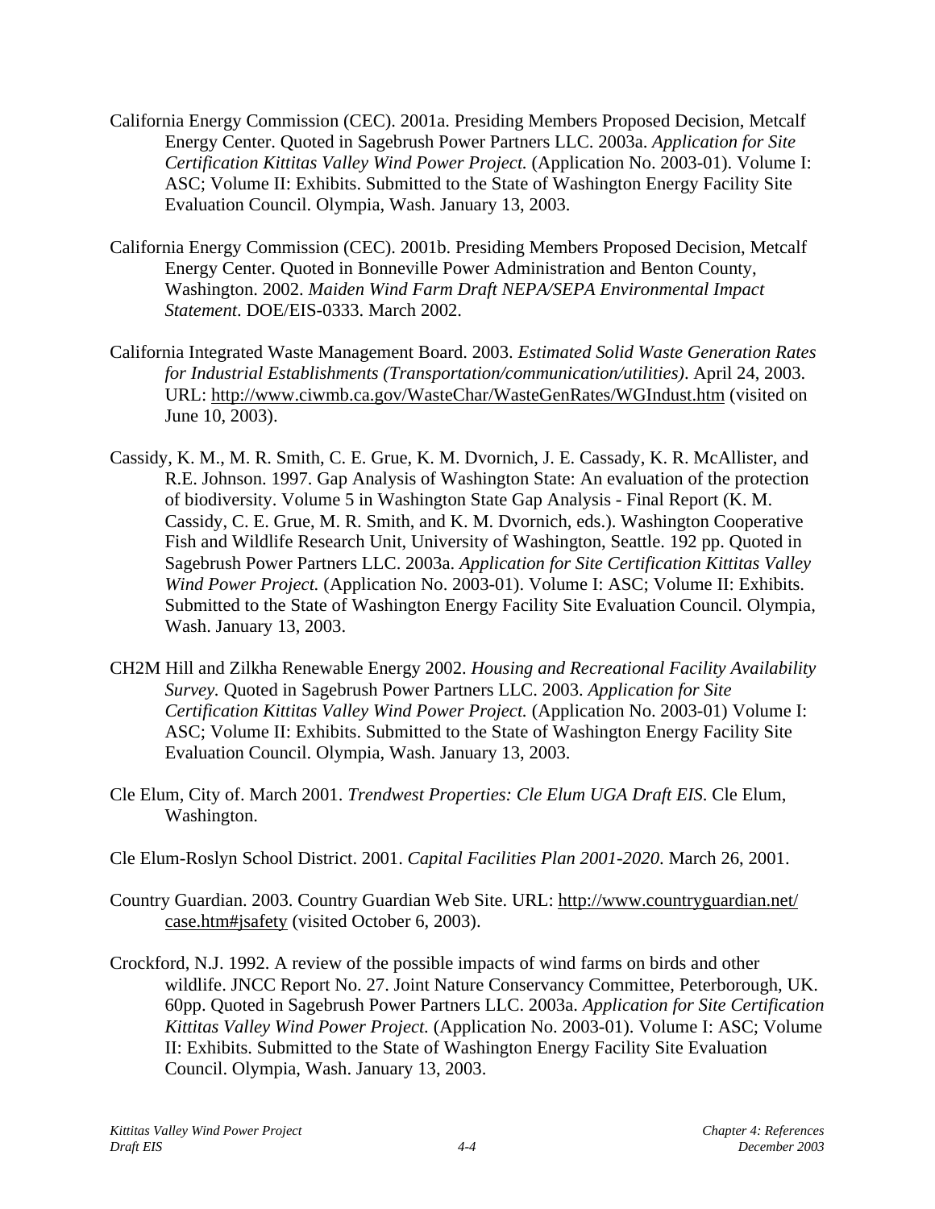California Energy Commission (CEC). 2001a. Presiding Members Proposed Decision, Metcalf Energy Center. Quoted in Sagebrush Power Partners LLC. 2003a. *Application for Site Certification Kittitas Valley Wind Power Project.* (Application No. 2003-01). Volume I: ASC; Volume II: Exhibits. Submitted to the State of Washington Energy Facility Site Evaluation Council. Olympia, Wash. January 13, 2003.

California Energy Commission (CEC). 2001b. Presiding Members Proposed Decision, Metcalf Energy Center. Quoted in Bonneville Power Administration and Benton County, Washington. 2002. *Maiden Wind Farm Draft NEPA/SEPA Environmental Impact Statement*. DOE/EIS-0333. March 2002.

California Integrated Waste Management Board. 2003. *Estimated Solid Waste Generation Rates for Industrial Establishments (Transportation/communication/utilities)*. April 24, 2003. URL: http://www.ciwmb.ca.gov/WasteChar/WasteGenRates/WGIndust.htm (visited on June 10, 2003).

Cassidy, K. M., M. R. Smith, C. E. Grue, K. M. Dvornich, J. E. Cassady, K. R. McAllister, and R.E. Johnson. 1997. Gap Analysis of Washington State: An evaluation of the protection of biodiversity. Volume 5 in Washington State Gap Analysis - Final Report (K. M. Cassidy, C. E. Grue, M. R. Smith, and K. M. Dvornich, eds.). Washington Cooperative Fish and Wildlife Research Unit, University of Washington, Seattle. 192 pp. Quoted in Sagebrush Power Partners LLC. 2003a. *Application for Site Certification Kittitas Valley Wind Power Project.* (Application No. 2003-01). Volume I: ASC; Volume II: Exhibits. Submitted to the State of Washington Energy Facility Site Evaluation Council. Olympia, Wash. January 13, 2003.

CH2M Hill and Zilkha Renewable Energy 2002. *Housing and Recreational Facility Availability Survey.* Quoted in Sagebrush Power Partners LLC. 2003. *Application for Site Certification Kittitas Valley Wind Power Project.* (Application No. 2003-01) Volume I: ASC; Volume II: Exhibits. Submitted to the State of Washington Energy Facility Site Evaluation Council. Olympia, Wash. January 13, 2003.

Cle Elum, City of. March 2001. *Trendwest Properties: Cle Elum UGA Draft EIS*. Cle Elum, Washington.

Cle Elum-Roslyn School District. 2001. *Capital Facilities Plan 2001-2020*. March 26, 2001.

Country Guardian. 2003. Country Guardian Web Site. URL: http://www.countryguardian.net/case.htm#jsafety (visited October 6, 2003).

Crockford, N.J. 1992. A review of the possible impacts of wind farms on birds and other wildlife. JNCC Report No. 27. Joint Nature Conservancy Committee, Peterborough, UK. 60pp. Quoted in Sagebrush Power Partners LLC. 2003a. *Application for Site Certification Kittitas Valley Wind Power Project.* (Application No. 2003-01). Volume I: ASC; Volume II: Exhibits. Submitted to the State of Washington Energy Facility Site Evaluation Council. Olympia, Wash. January 13, 2003.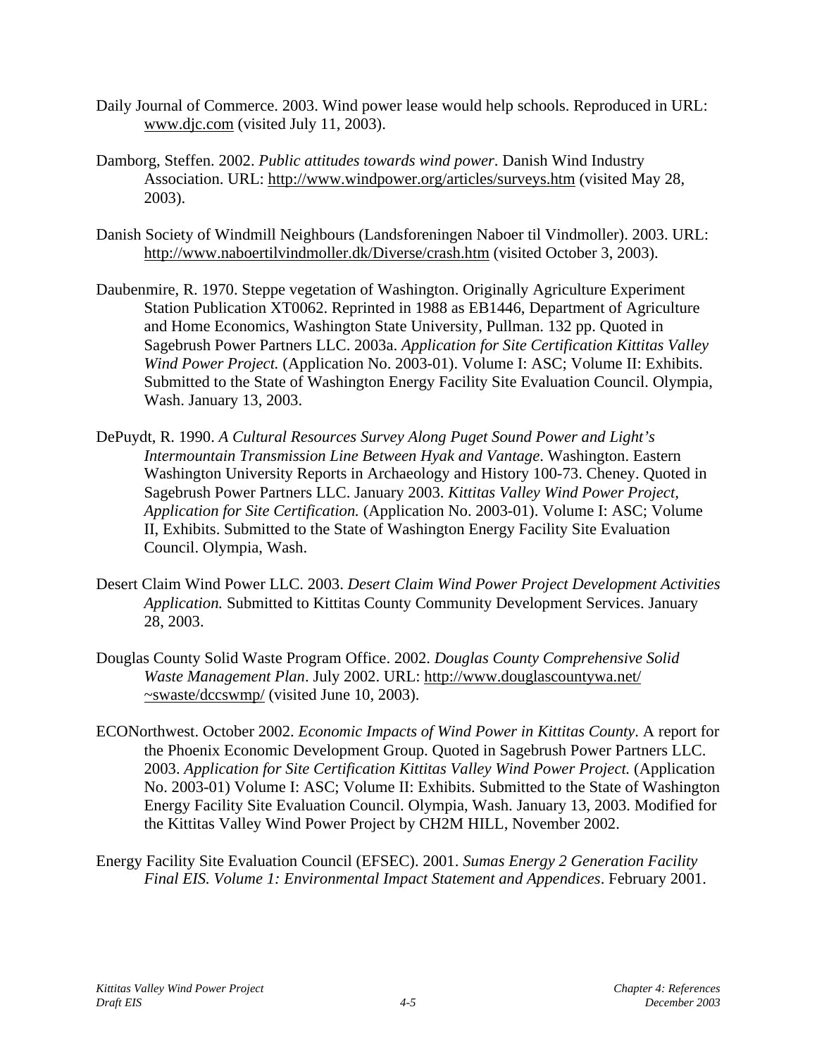Daily Journal of Commerce. 2003. Wind power lease would help schools. Reproduced in URL: www.djc.com (visited July 11, 2003).

Damborg, Steffen. 2002. *Public attitudes towards wind power*. Danish Wind Industry Association. URL: http://www.windpower.org/articles/surveys.htm (visited May 28, 2003).

Danish Society of Windmill Neighbours (Landsforeningen Naboer til Vindmoller). 2003. URL: http://www.naboertilvindmoller.dk/Diverse/crash.htm (visited October 3, 2003).

Daubenmire, R. 1970. Steppe vegetation of Washington. Originally Agriculture Experiment Station Publication XT0062. Reprinted in 1988 as EB1446, Department of Agriculture and Home Economics, Washington State University, Pullman. 132 pp. Quoted in Sagebrush Power Partners LLC. 2003a. *Application for Site Certification Kittitas Valley Wind Power Project.* (Application No. 2003-01). Volume I: ASC; Volume II: Exhibits. Submitted to the State of Washington Energy Facility Site Evaluation Council. Olympia, Wash. January 13, 2003.

DePuydt, R. 1990. *A Cultural Resources Survey Along Puget Sound Power and Light's Intermountain Transmission Line Between Hyak and Vantage*. Washington. Eastern Washington University Reports in Archaeology and History 100-73. Cheney. Quoted in Sagebrush Power Partners LLC. January 2003. *Kittitas Valley Wind Power Project, Application for Site Certification.* (Application No. 2003-01). Volume I: ASC; Volume II, Exhibits. Submitted to the State of Washington Energy Facility Site Evaluation Council. Olympia, Wash.

Desert Claim Wind Power LLC. 2003. *Desert Claim Wind Power Project Development Activities Application.* Submitted to Kittitas County Community Development Services. January 28, 2003.

Douglas County Solid Waste Program Office. 2002. *Douglas County Comprehensive Solid Waste Management Plan*. July 2002. URL: http://www.douglascountywa.net/~swaste/dccswmp/ (visited June 10, 2003).

ECONorthwest. October 2002. *Economic Impacts of Wind Power in Kittitas County*. A report for the Phoenix Economic Development Group. Quoted in Sagebrush Power Partners LLC. 2003. *Application for Site Certification Kittitas Valley Wind Power Project.* (Application No. 2003-01) Volume I: ASC; Volume II: Exhibits. Submitted to the State of Washington Energy Facility Site Evaluation Council. Olympia, Wash. January 13, 2003. Modified for the Kittitas Valley Wind Power Project by CH2M HILL, November 2002.

Energy Facility Site Evaluation Council (EFSEC). 2001. *Sumas Energy 2 Generation Facility Final EIS. Volume 1: Environmental Impact Statement and Appendices*. February 2001.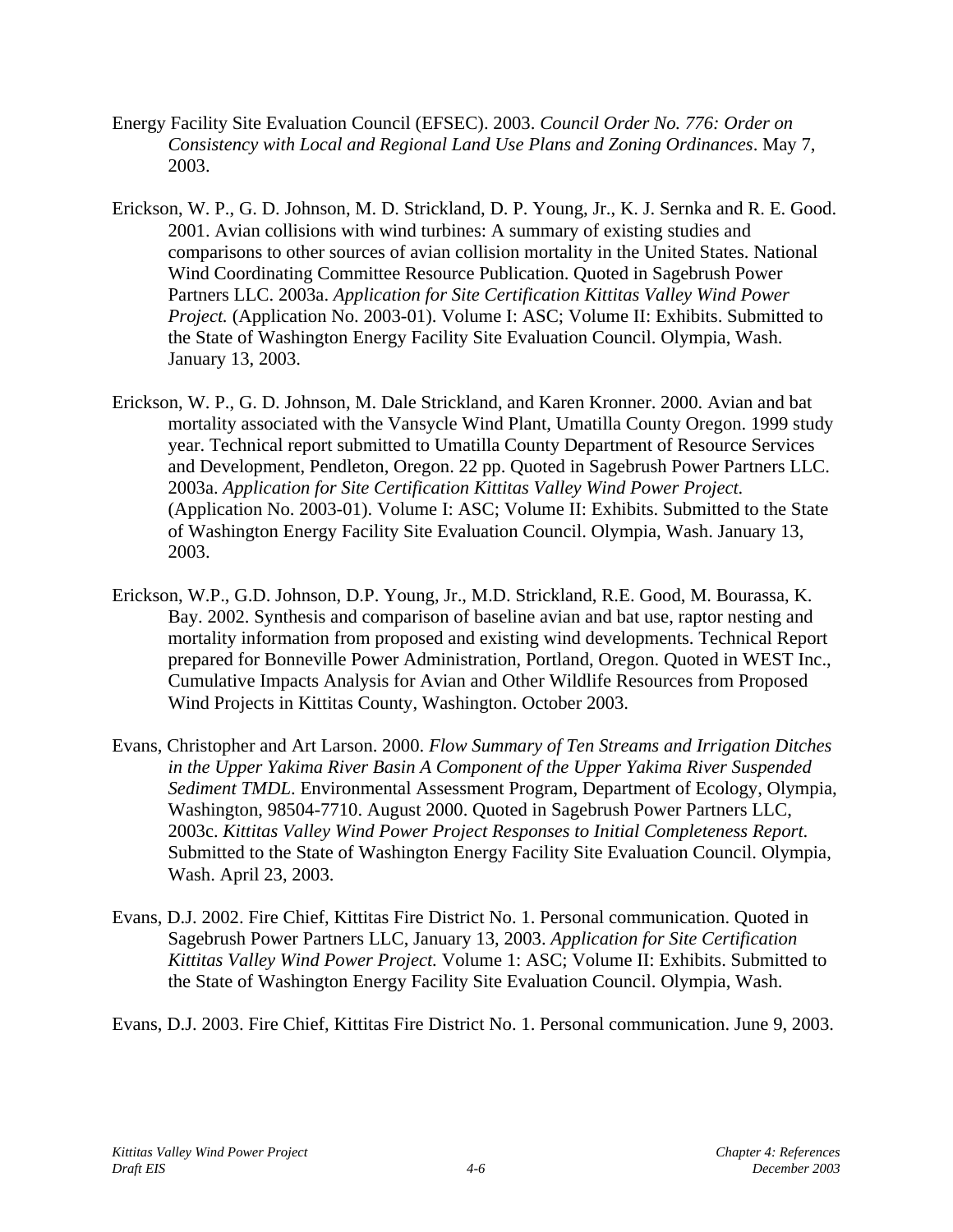Energy Facility Site Evaluation Council (EFSEC). 2003. *Council Order No. 776: Order on Consistency with Local and Regional Land Use Plans and Zoning Ordinances*. May 7, 2003.

Erickson, W. P., G. D. Johnson, M. D. Strickland, D. P. Young, Jr., K. J. Sernka and R. E. Good. 2001. Avian collisions with wind turbines: A summary of existing studies and comparisons to other sources of avian collision mortality in the United States. National Wind Coordinating Committee Resource Publication. Quoted in Sagebrush Power Partners LLC. 2003a. *Application for Site Certification Kittitas Valley Wind Power Project.* (Application No. 2003-01). Volume I: ASC; Volume II: Exhibits. Submitted to the State of Washington Energy Facility Site Evaluation Council. Olympia, Wash. January 13, 2003.

Erickson, W. P., G. D. Johnson, M. Dale Strickland, and Karen Kronner. 2000. Avian and bat mortality associated with the Vansycle Wind Plant, Umatilla County Oregon. 1999 study year. Technical report submitted to Umatilla County Department of Resource Services and Development, Pendleton, Oregon. 22 pp. Quoted in Sagebrush Power Partners LLC. 2003a. *Application for Site Certification Kittitas Valley Wind Power Project.* (Application No. 2003-01). Volume I: ASC; Volume II: Exhibits. Submitted to the State of Washington Energy Facility Site Evaluation Council. Olympia, Wash. January 13, 2003.

Erickson, W.P., G.D. Johnson, D.P. Young, Jr., M.D. Strickland, R.E. Good, M. Bourassa, K. Bay. 2002. Synthesis and comparison of baseline avian and bat use, raptor nesting and mortality information from proposed and existing wind developments. Technical Report prepared for Bonneville Power Administration, Portland, Oregon. Quoted in WEST Inc., Cumulative Impacts Analysis for Avian and Other Wildlife Resources from Proposed Wind Projects in Kittitas County, Washington. October 2003.

Evans, Christopher and Art Larson. 2000. *Flow Summary of Ten Streams and Irrigation Ditches in the Upper Yakima River Basin A Component of the Upper Yakima River Suspended Sediment TMDL*. Environmental Assessment Program, Department of Ecology, Olympia, Washington, 98504-7710. August 2000. Quoted in Sagebrush Power Partners LLC, 2003c. *Kittitas Valley Wind Power Project Responses to Initial Completeness Report.* Submitted to the State of Washington Energy Facility Site Evaluation Council. Olympia, Wash. April 23, 2003.

Evans, D.J. 2002. Fire Chief, Kittitas Fire District No. 1. Personal communication. Quoted in Sagebrush Power Partners LLC, January 13, 2003. *Application for Site Certification Kittitas Valley Wind Power Project.* Volume 1: ASC; Volume II: Exhibits. Submitted to the State of Washington Energy Facility Site Evaluation Council. Olympia, Wash.

Evans, D.J. 2003. Fire Chief, Kittitas Fire District No. 1. Personal communication. June 9, 2003.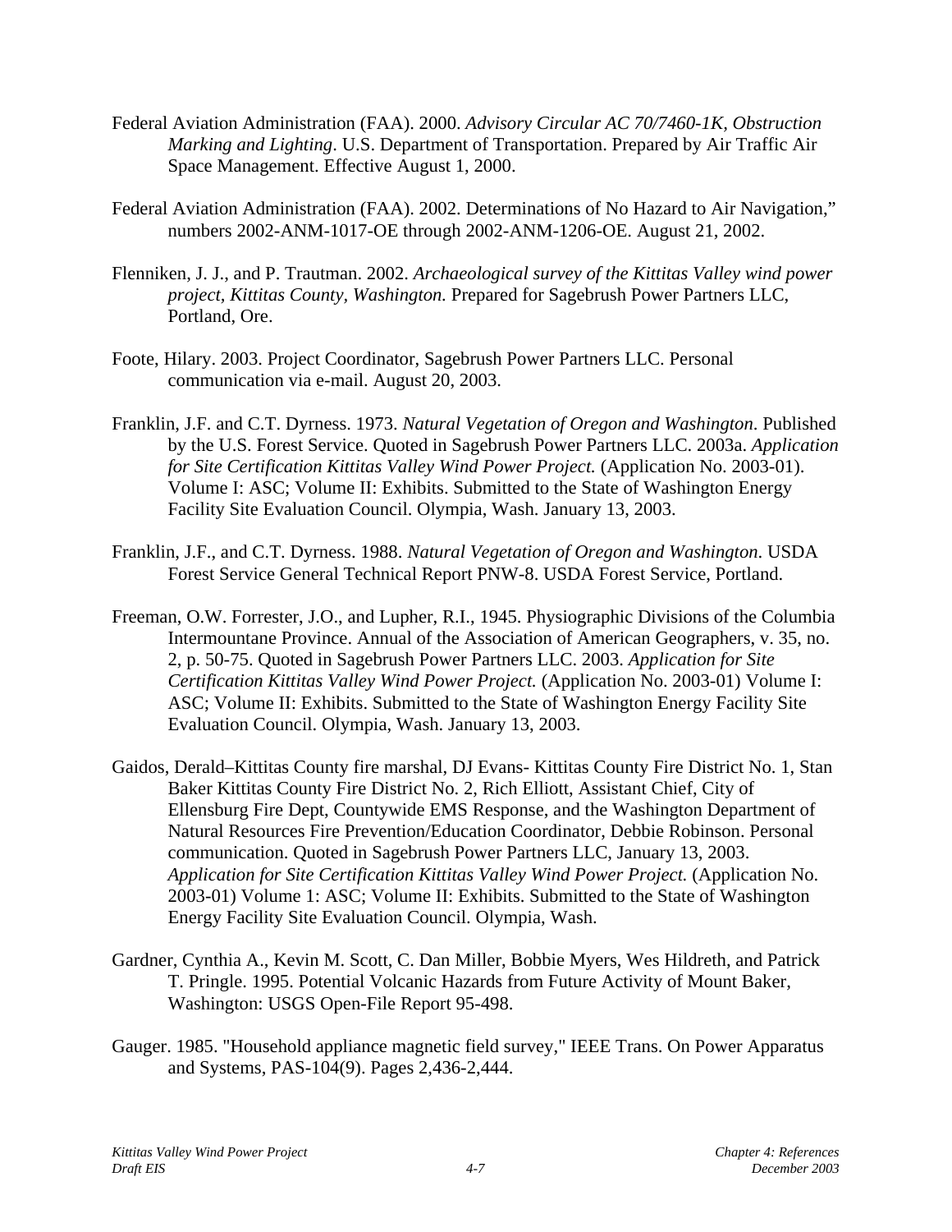Federal Aviation Administration (FAA). 2000. *Advisory Circular AC 70/7460-1K, Obstruction Marking and Lighting*. U.S. Department of Transportation. Prepared by Air Traffic Air Space Management. Effective August 1, 2000.

Federal Aviation Administration (FAA). 2002. Determinations of No Hazard to Air Navigation," numbers 2002-ANM-1017-OE through 2002-ANM-1206-OE. August 21, 2002.

Flenniken, J. J., and P. Trautman. 2002. *Archaeological survey of the Kittitas Valley wind power project, Kittitas County, Washington.* Prepared for Sagebrush Power Partners LLC, Portland, Ore.

Foote, Hilary. 2003. Project Coordinator, Sagebrush Power Partners LLC. Personal communication via e-mail. August 20, 2003.

Franklin, J.F. and C.T. Dyrness. 1973. *Natural Vegetation of Oregon and Washington*. Published by the U.S. Forest Service. Quoted in Sagebrush Power Partners LLC. 2003a. *Application for Site Certification Kittitas Valley Wind Power Project.* (Application No. 2003-01). Volume I: ASC; Volume II: Exhibits. Submitted to the State of Washington Energy Facility Site Evaluation Council. Olympia, Wash. January 13, 2003.

Franklin, J.F., and C.T. Dyrness. 1988. *Natural Vegetation of Oregon and Washington*. USDA Forest Service General Technical Report PNW-8. USDA Forest Service, Portland.

Freeman, O.W. Forrester, J.O., and Lupher, R.I., 1945. Physiographic Divisions of the Columbia Intermountane Province. Annual of the Association of American Geographers, v. 35, no. 2, p. 50-75. Quoted in Sagebrush Power Partners LLC. 2003. *Application for Site Certification Kittitas Valley Wind Power Project.* (Application No. 2003-01) Volume I: ASC; Volume II: Exhibits. Submitted to the State of Washington Energy Facility Site Evaluation Council. Olympia, Wash. January 13, 2003.

Gaidos, Derald–Kittitas County fire marshal, DJ Evans- Kittitas County Fire District No. 1, Stan Baker Kittitas County Fire District No. 2, Rich Elliott, Assistant Chief, City of Ellensburg Fire Dept, Countywide EMS Response, and the Washington Department of Natural Resources Fire Prevention/Education Coordinator, Debbie Robinson. Personal communication. Quoted in Sagebrush Power Partners LLC, January 13, 2003. *Application for Site Certification Kittitas Valley Wind Power Project.* (Application No. 2003-01) Volume 1: ASC; Volume II: Exhibits. Submitted to the State of Washington Energy Facility Site Evaluation Council. Olympia, Wash.

Gardner, Cynthia A., Kevin M. Scott, C. Dan Miller, Bobbie Myers, Wes Hildreth, and Patrick T. Pringle. 1995. Potential Volcanic Hazards from Future Activity of Mount Baker, Washington: USGS Open-File Report 95-498.

Gauger. 1985. "Household appliance magnetic field survey," IEEE Trans. On Power Apparatus and Systems, PAS-104(9). Pages 2,436-2,444.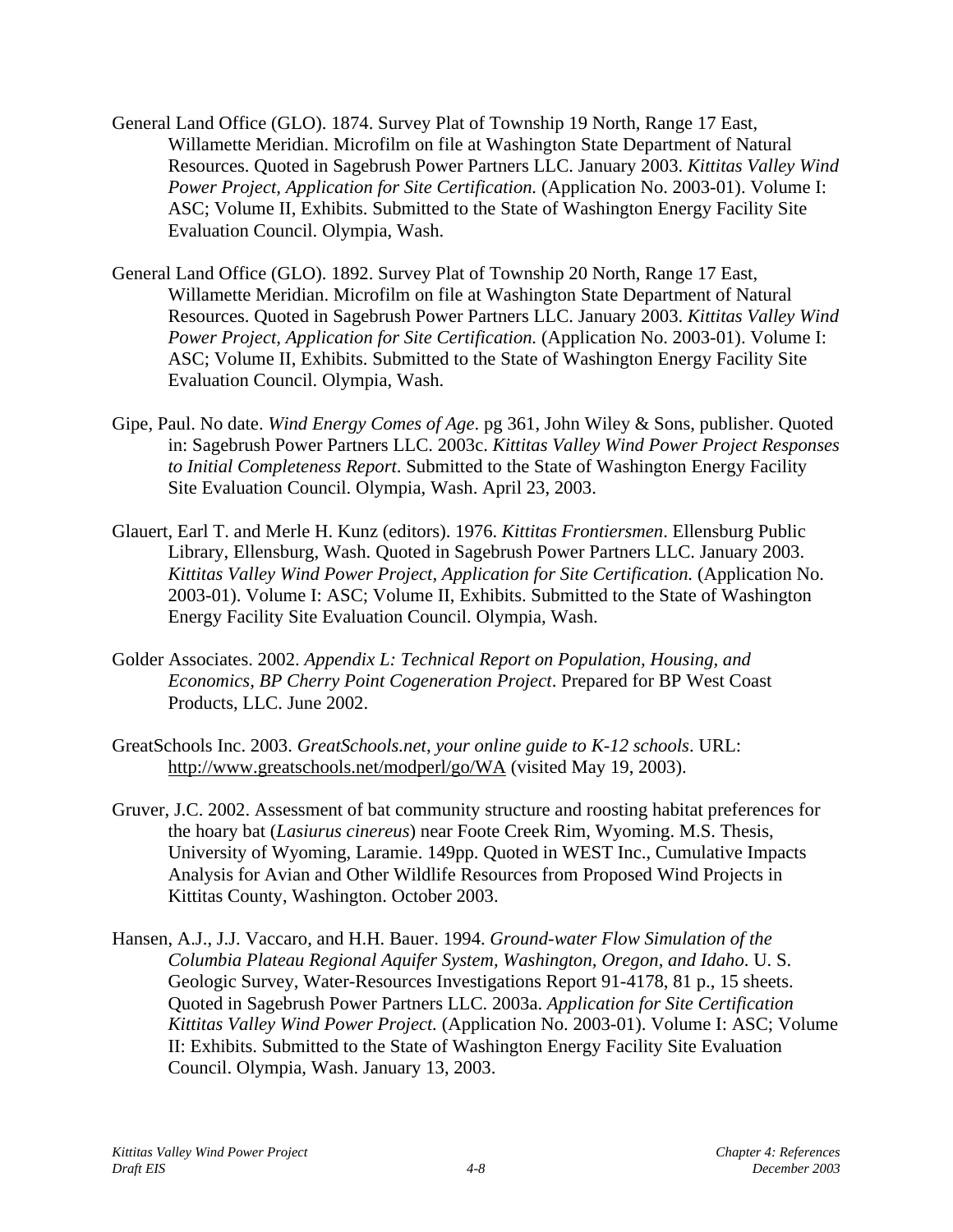General Land Office (GLO). 1874. Survey Plat of Township 19 North, Range 17 East, Willamette Meridian. Microfilm on file at Washington State Department of Natural Resources. Quoted in Sagebrush Power Partners LLC. January 2003. *Kittitas Valley Wind Power Project, Application for Site Certification.* (Application No. 2003-01). Volume I: ASC; Volume II, Exhibits. Submitted to the State of Washington Energy Facility Site Evaluation Council. Olympia, Wash.

General Land Office (GLO). 1892. Survey Plat of Township 20 North, Range 17 East, Willamette Meridian. Microfilm on file at Washington State Department of Natural Resources. Quoted in Sagebrush Power Partners LLC. January 2003. *Kittitas Valley Wind Power Project, Application for Site Certification.* (Application No. 2003-01). Volume I: ASC; Volume II, Exhibits. Submitted to the State of Washington Energy Facility Site Evaluation Council. Olympia, Wash.

Gipe, Paul. No date. *Wind Energy Comes of Age*. pg 361, John Wiley & Sons, publisher. Quoted in: Sagebrush Power Partners LLC. 2003c. *Kittitas Valley Wind Power Project Responses to Initial Completeness Report*. Submitted to the State of Washington Energy Facility Site Evaluation Council. Olympia, Wash. April 23, 2003.

Glauert, Earl T. and Merle H. Kunz (editors). 1976. *Kittitas Frontiersmen*. Ellensburg Public Library, Ellensburg, Wash. Quoted in Sagebrush Power Partners LLC. January 2003. *Kittitas Valley Wind Power Project, Application for Site Certification.* (Application No. 2003-01). Volume I: ASC; Volume II, Exhibits. Submitted to the State of Washington Energy Facility Site Evaluation Council. Olympia, Wash.

Golder Associates. 2002. *Appendix L: Technical Report on Population, Housing, and Economics, BP Cherry Point Cogeneration Project*. Prepared for BP West Coast Products, LLC. June 2002.

GreatSchools Inc. 2003. *GreatSchools.net, your online guide to K-12 schools*. URL: http://www.greatschools.net/modperl/go/WA (visited May 19, 2003).

Gruver, J.C. 2002. Assessment of bat community structure and roosting habitat preferences for the hoary bat (*Lasiurus cinereus*) near Foote Creek Rim, Wyoming. M.S. Thesis, University of Wyoming, Laramie. 149pp. Quoted in WEST Inc., Cumulative Impacts Analysis for Avian and Other Wildlife Resources from Proposed Wind Projects in Kittitas County, Washington. October 2003.

Hansen, A.J., J.J. Vaccaro, and H.H. Bauer. 1994. *Ground-water Flow Simulation of the Columbia Plateau Regional Aquifer System, Washington, Oregon, and Idaho*. U. S. Geologic Survey, Water-Resources Investigations Report 91-4178, 81 p., 15 sheets. Quoted in Sagebrush Power Partners LLC. 2003a. *Application for Site Certification Kittitas Valley Wind Power Project.* (Application No. 2003-01). Volume I: ASC; Volume II: Exhibits. Submitted to the State of Washington Energy Facility Site Evaluation Council. Olympia, Wash. January 13, 2003.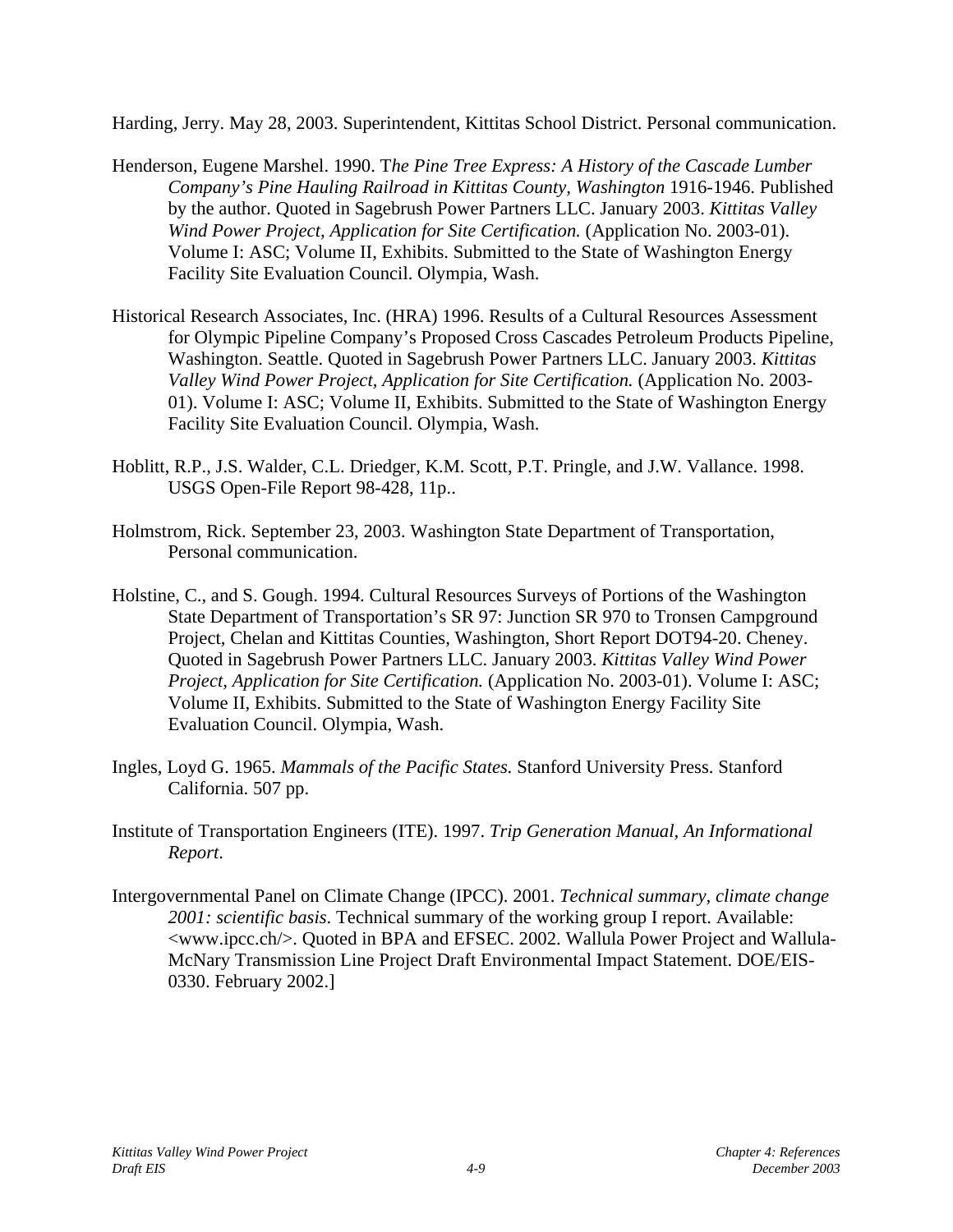Harding, Jerry. May 28, 2003. Superintendent, Kittitas School District. Personal communication.

Henderson, Eugene Marshel. 1990. T*he Pine Tree Express: A History of the Cascade Lumber Company's Pine Hauling Railroad in Kittitas County, Washington* 1916-1946. Published by the author. Quoted in Sagebrush Power Partners LLC. January 2003. *Kittitas Valley Wind Power Project, Application for Site Certification.* (Application No. 2003-01). Volume I: ASC; Volume II, Exhibits. Submitted to the State of Washington Energy Facility Site Evaluation Council. Olympia, Wash.

Historical Research Associates, Inc. (HRA) 1996. Results of a Cultural Resources Assessment for Olympic Pipeline Company's Proposed Cross Cascades Petroleum Products Pipeline, Washington. Seattle. Quoted in Sagebrush Power Partners LLC. January 2003. *Kittitas Valley Wind Power Project, Application for Site Certification.* (Application No. 2003-01). Volume I: ASC; Volume II, Exhibits. Submitted to the State of Washington Energy Facility Site Evaluation Council. Olympia, Wash.

Hoblitt, R.P., J.S. Walder, C.L. Driedger, K.M. Scott, P.T. Pringle, and J.W. Vallance. 1998. USGS Open-File Report 98-428, 11p..

Holmstrom, Rick. September 23, 2003. Washington State Department of Transportation, Personal communication.

Holstine, C., and S. Gough. 1994. Cultural Resources Surveys of Portions of the Washington State Department of Transportation's SR 97: Junction SR 970 to Tronsen Campground Project, Chelan and Kittitas Counties, Washington, Short Report DOT94-20. Cheney. Quoted in Sagebrush Power Partners LLC. January 2003. *Kittitas Valley Wind Power Project, Application for Site Certification.* (Application No. 2003-01). Volume I: ASC; Volume II, Exhibits. Submitted to the State of Washington Energy Facility Site Evaluation Council. Olympia, Wash.

Ingles, Loyd G. 1965. *Mammals of the Pacific States.* Stanford University Press. Stanford California. 507 pp.

Institute of Transportation Engineers (ITE). 1997. *Trip Generation Manual, An Informational Report*.

Intergovernmental Panel on Climate Change (IPCC). 2001. *Technical summary, climate change 2001: scientific basis*. Technical summary of the working group I report. Available: <www.ipcc.ch/>. Quoted in BPA and EFSEC. 2002. Wallula Power Project and Wallula-McNary Transmission Line Project Draft Environmental Impact Statement. DOE/EIS-0330. February 2002.]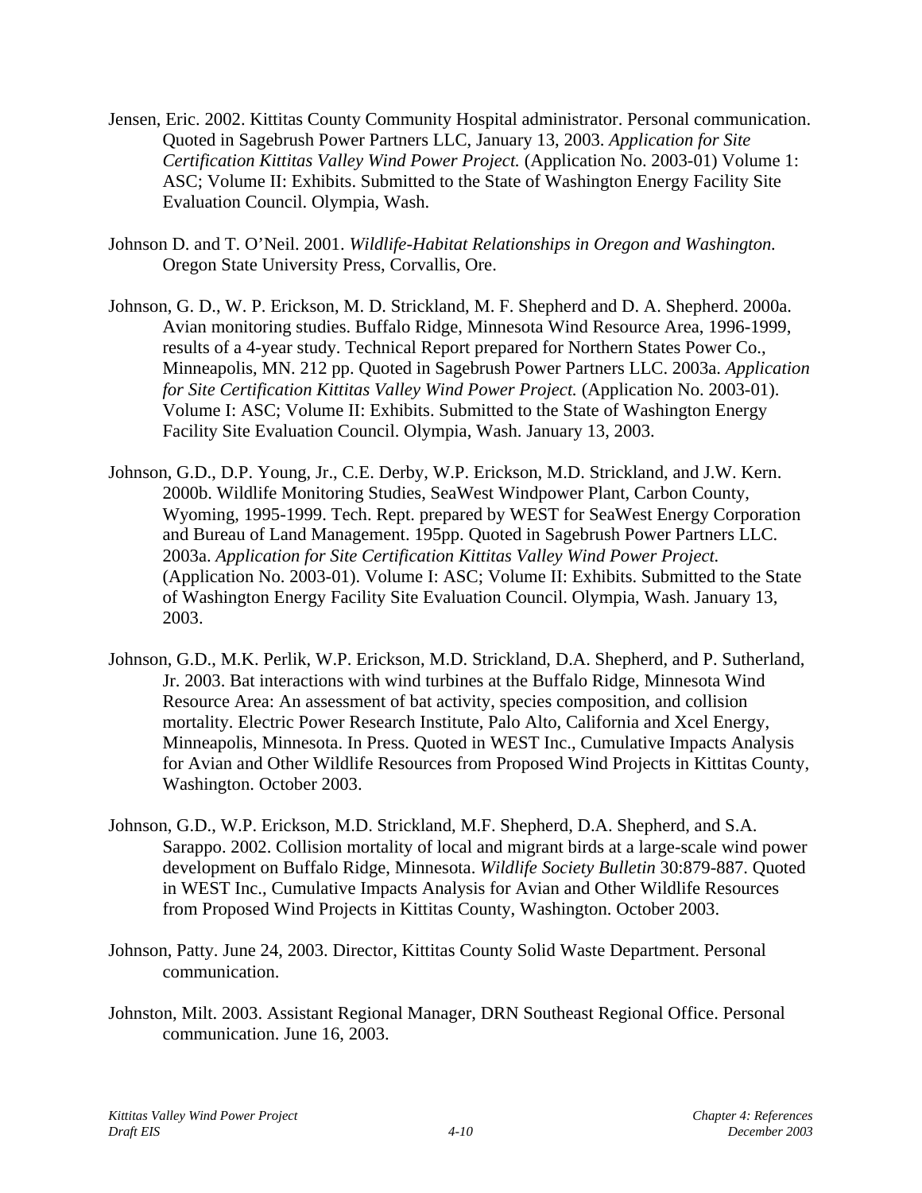Jensen, Eric. 2002. Kittitas County Community Hospital administrator. Personal communication. Quoted in Sagebrush Power Partners LLC, January 13, 2003. *Application for Site Certification Kittitas Valley Wind Power Project.* (Application No. 2003-01) Volume 1: ASC; Volume II: Exhibits. Submitted to the State of Washington Energy Facility Site Evaluation Council. Olympia, Wash.

Johnson D. and T. O'Neil. 2001. *Wildlife-Habitat Relationships in Oregon and Washington.* Oregon State University Press, Corvallis, Ore.

Johnson, G. D., W. P. Erickson, M. D. Strickland, M. F. Shepherd and D. A. Shepherd. 2000a. Avian monitoring studies. Buffalo Ridge, Minnesota Wind Resource Area, 1996-1999, results of a 4-year study. Technical Report prepared for Northern States Power Co., Minneapolis, MN. 212 pp. Quoted in Sagebrush Power Partners LLC. 2003a. *Application for Site Certification Kittitas Valley Wind Power Project.* (Application No. 2003-01). Volume I: ASC; Volume II: Exhibits. Submitted to the State of Washington Energy Facility Site Evaluation Council. Olympia, Wash. January 13, 2003.

Johnson, G.D., D.P. Young, Jr., C.E. Derby, W.P. Erickson, M.D. Strickland, and J.W. Kern. 2000b. Wildlife Monitoring Studies, SeaWest Windpower Plant, Carbon County, Wyoming, 1995-1999. Tech. Rept. prepared by WEST for SeaWest Energy Corporation and Bureau of Land Management. 195pp. Quoted in Sagebrush Power Partners LLC. 2003a. *Application for Site Certification Kittitas Valley Wind Power Project.* (Application No. 2003-01). Volume I: ASC; Volume II: Exhibits. Submitted to the State of Washington Energy Facility Site Evaluation Council. Olympia, Wash. January 13, 2003.

Johnson, G.D., M.K. Perlik, W.P. Erickson, M.D. Strickland, D.A. Shepherd, and P. Sutherland, Jr. 2003. Bat interactions with wind turbines at the Buffalo Ridge, Minnesota Wind Resource Area: An assessment of bat activity, species composition, and collision mortality. Electric Power Research Institute, Palo Alto, California and Xcel Energy, Minneapolis, Minnesota. In Press. Quoted in WEST Inc., Cumulative Impacts Analysis for Avian and Other Wildlife Resources from Proposed Wind Projects in Kittitas County, Washington. October 2003.

Johnson, G.D., W.P. Erickson, M.D. Strickland, M.F. Shepherd, D.A. Shepherd, and S.A. Sarappo. 2002. Collision mortality of local and migrant birds at a large-scale wind power development on Buffalo Ridge, Minnesota. *Wildlife Society Bulletin* 30:879-887. Quoted in WEST Inc., Cumulative Impacts Analysis for Avian and Other Wildlife Resources from Proposed Wind Projects in Kittitas County, Washington. October 2003.

Johnson, Patty. June 24, 2003. Director, Kittitas County Solid Waste Department. Personal communication.

Johnston, Milt. 2003. Assistant Regional Manager, DRN Southeast Regional Office. Personal communication. June 16, 2003.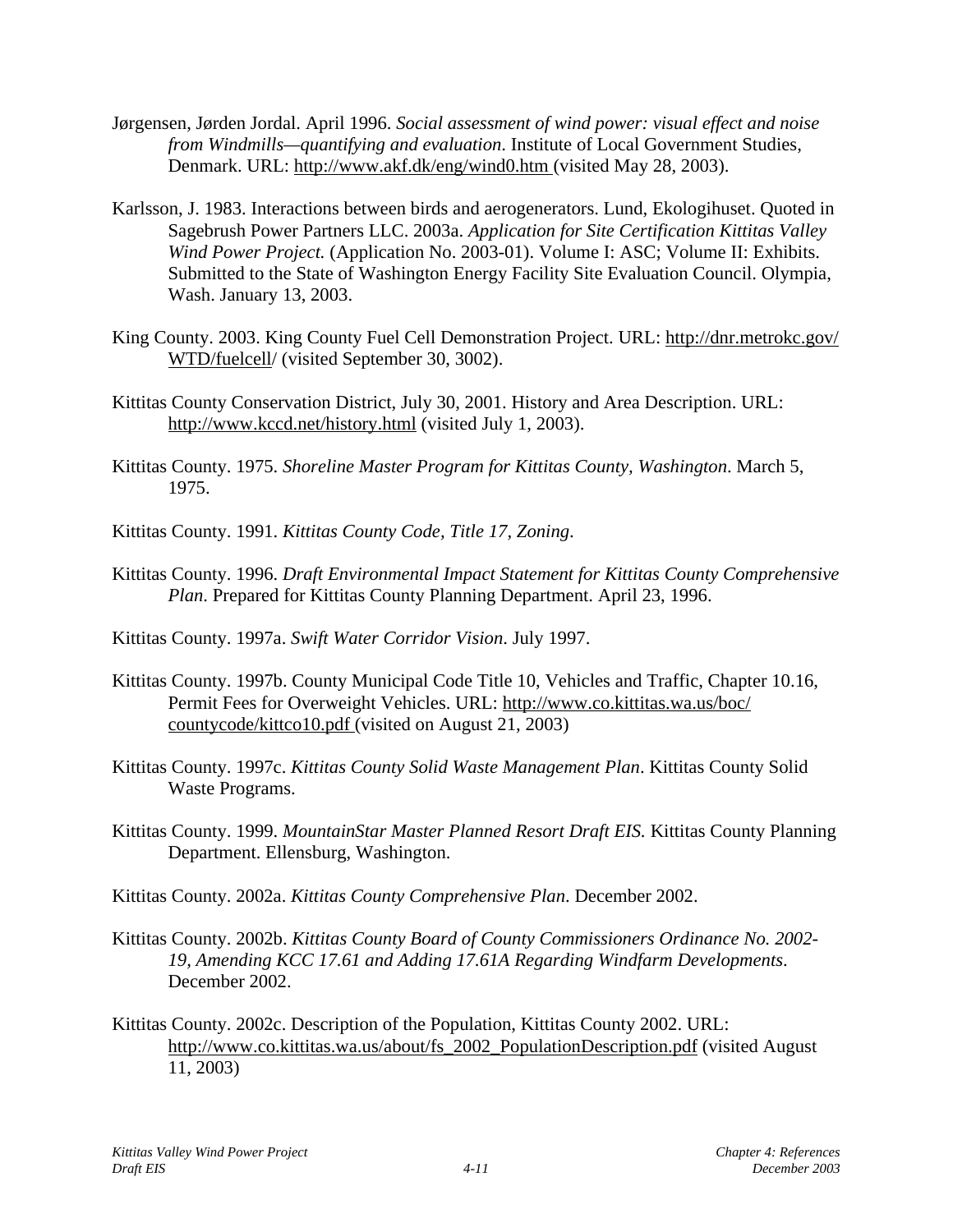Jørgensen, Jørden Jordal. April 1996. *Social assessment of wind power: visual effect and noise from Windmills—quantifying and evaluation*. Institute of Local Government Studies, Denmark. URL: http://www.akf.dk/eng/wind0.htm (visited May 28, 2003).

Karlsson, J. 1983. Interactions between birds and aerogenerators. Lund, Ekologihuset. Quoted in Sagebrush Power Partners LLC. 2003a. *Application for Site Certification Kittitas Valley Wind Power Project.* (Application No. 2003-01). Volume I: ASC; Volume II: Exhibits. Submitted to the State of Washington Energy Facility Site Evaluation Council. Olympia, Wash. January 13, 2003.

King County. 2003. King County Fuel Cell Demonstration Project. URL: http://dnr.metrokc.gov/WTD/fuelcell/ (visited September 30, 3002).

Kittitas County Conservation District, July 30, 2001. History and Area Description. URL: http://www.kccd.net/history.html (visited July 1, 2003).

Kittitas County. 1975. *Shoreline Master Program for Kittitas County, Washington*. March 5, 1975.

Kittitas County. 1991. *Kittitas County Code, Title 17, Zoning*.

Kittitas County. 1996. *Draft Environmental Impact Statement for Kittitas County Comprehensive Plan*. Prepared for Kittitas County Planning Department. April 23, 1996.

Kittitas County. 1997a. *Swift Water Corridor Vision*. July 1997.

Kittitas County. 1997b. County Municipal Code Title 10, Vehicles and Traffic, Chapter 10.16, Permit Fees for Overweight Vehicles. URL: http://www.co.kittitas.wa.us/boc/countycode/kittco10.pdf (visited on August 21, 2003)

Kittitas County. 1997c. *Kittitas County Solid Waste Management Plan*. Kittitas County Solid Waste Programs.

Kittitas County. 1999. *MountainStar Master Planned Resort Draft EIS.* Kittitas County Planning Department. Ellensburg, Washington.

Kittitas County. 2002a. *Kittitas County Comprehensive Plan*. December 2002.

Kittitas County. 2002b. *Kittitas County Board of County Commissioners Ordinance No. 2002-19, Amending KCC 17.61 and Adding 17.61A Regarding Windfarm Developments*. December 2002.

Kittitas County. 2002c. Description of the Population, Kittitas County 2002. URL: http://www.co.kittitas.wa.us/about/fs_2002_PopulationDescription.pdf (visited August 11, 2003)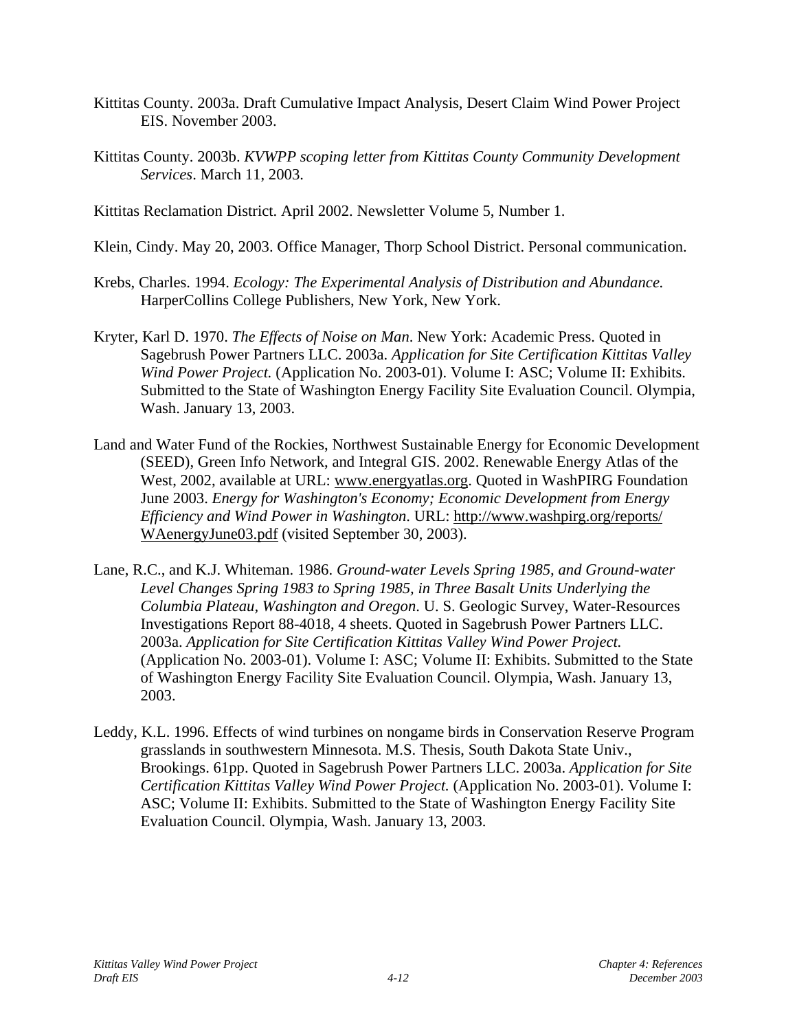Kittitas County. 2003a. Draft Cumulative Impact Analysis, Desert Claim Wind Power Project EIS. November 2003.

Kittitas County. 2003b. *KVWPP scoping letter from Kittitas County Community Development Services*. March 11, 2003.

Kittitas Reclamation District. April 2002. Newsletter Volume 5, Number 1.

Klein, Cindy. May 20, 2003. Office Manager, Thorp School District. Personal communication.

Krebs, Charles. 1994. *Ecology: The Experimental Analysis of Distribution and Abundance.* HarperCollins College Publishers, New York, New York.

Kryter, Karl D. 1970. *The Effects of Noise on Man*. New York: Academic Press. Quoted in Sagebrush Power Partners LLC. 2003a. *Application for Site Certification Kittitas Valley Wind Power Project.* (Application No. 2003-01). Volume I: ASC; Volume II: Exhibits. Submitted to the State of Washington Energy Facility Site Evaluation Council. Olympia, Wash. January 13, 2003.

Land and Water Fund of the Rockies, Northwest Sustainable Energy for Economic Development (SEED), Green Info Network, and Integral GIS. 2002. Renewable Energy Atlas of the West, 2002, available at URL: www.energyatlas.org. Quoted in WashPIRG Foundation June 2003. *Energy for Washington's Economy; Economic Development from Energy Efficiency and Wind Power in Washington*. URL: http://www.washpirg.org/reports/WAenergyJune03.pdf (visited September 30, 2003).

Lane, R.C., and K.J. Whiteman. 1986. *Ground-water Levels Spring 1985, and Ground-water Level Changes Spring 1983 to Spring 1985, in Three Basalt Units Underlying the Columbia Plateau, Washington and Oregon*. U. S. Geologic Survey, Water-Resources Investigations Report 88-4018, 4 sheets. Quoted in Sagebrush Power Partners LLC. 2003a. *Application for Site Certification Kittitas Valley Wind Power Project.* (Application No. 2003-01). Volume I: ASC; Volume II: Exhibits. Submitted to the State of Washington Energy Facility Site Evaluation Council. Olympia, Wash. January 13, 2003.

Leddy, K.L. 1996. Effects of wind turbines on nongame birds in Conservation Reserve Program grasslands in southwestern Minnesota. M.S. Thesis, South Dakota State Univ., Brookings. 61pp. Quoted in Sagebrush Power Partners LLC. 2003a. *Application for Site Certification Kittitas Valley Wind Power Project.* (Application No. 2003-01). Volume I: ASC; Volume II: Exhibits. Submitted to the State of Washington Energy Facility Site Evaluation Council. Olympia, Wash. January 13, 2003.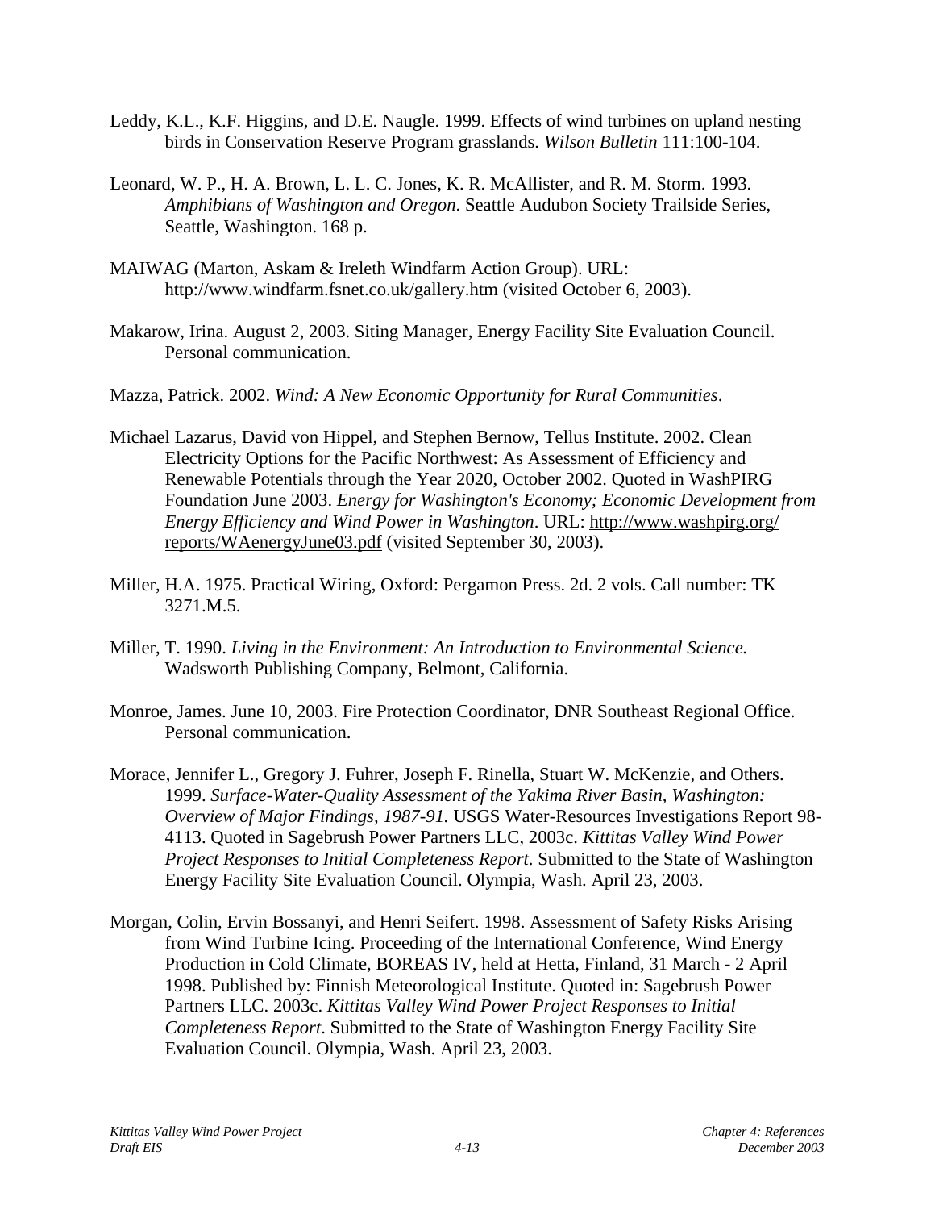Leddy, K.L., K.F. Higgins, and D.E. Naugle. 1999. Effects of wind turbines on upland nesting birds in Conservation Reserve Program grasslands. *Wilson Bulletin* 111:100-104.

Leonard, W. P., H. A. Brown, L. L. C. Jones, K. R. McAllister, and R. M. Storm. 1993. *Amphibians of Washington and Oregon*. Seattle Audubon Society Trailside Series, Seattle, Washington. 168 p.

MAIWAG (Marton, Askam & Ireleth Windfarm Action Group). URL: http://www.windfarm.fsnet.co.uk/gallery.htm (visited October 6, 2003).

Makarow, Irina. August 2, 2003. Siting Manager, Energy Facility Site Evaluation Council. Personal communication.

Mazza, Patrick. 2002. *Wind: A New Economic Opportunity for Rural Communities*.

Michael Lazarus, David von Hippel, and Stephen Bernow, Tellus Institute. 2002. Clean Electricity Options for the Pacific Northwest: As Assessment of Efficiency and Renewable Potentials through the Year 2020, October 2002. Quoted in WashPIRG Foundation June 2003. *Energy for Washington's Economy; Economic Development from Energy Efficiency and Wind Power in Washington*. URL: http://www.washpirg.org/reports/WAenergyJune03.pdf (visited September 30, 2003).

Miller, H.A. 1975. Practical Wiring, Oxford: Pergamon Press. 2d. 2 vols. Call number: TK 3271.M.5.

Miller, T. 1990. *Living in the Environment: An Introduction to Environmental Science.* Wadsworth Publishing Company, Belmont, California.

Monroe, James. June 10, 2003. Fire Protection Coordinator, DNR Southeast Regional Office. Personal communication.

Morace, Jennifer L., Gregory J. Fuhrer, Joseph F. Rinella, Stuart W. McKenzie, and Others. 1999. *Surface-Water-Quality Assessment of the Yakima River Basin, Washington: Overview of Major Findings, 1987-91.* USGS Water-Resources Investigations Report 98-4113. Quoted in Sagebrush Power Partners LLC, 2003c. *Kittitas Valley Wind Power Project Responses to Initial Completeness Report*. Submitted to the State of Washington Energy Facility Site Evaluation Council. Olympia, Wash. April 23, 2003.

Morgan, Colin, Ervin Bossanyi, and Henri Seifert. 1998. Assessment of Safety Risks Arising from Wind Turbine Icing. Proceeding of the International Conference, Wind Energy Production in Cold Climate, BOREAS IV, held at Hetta, Finland, 31 March - 2 April 1998. Published by: Finnish Meteorological Institute. Quoted in: Sagebrush Power Partners LLC. 2003c. *Kittitas Valley Wind Power Project Responses to Initial Completeness Report*. Submitted to the State of Washington Energy Facility Site Evaluation Council. Olympia, Wash. April 23, 2003.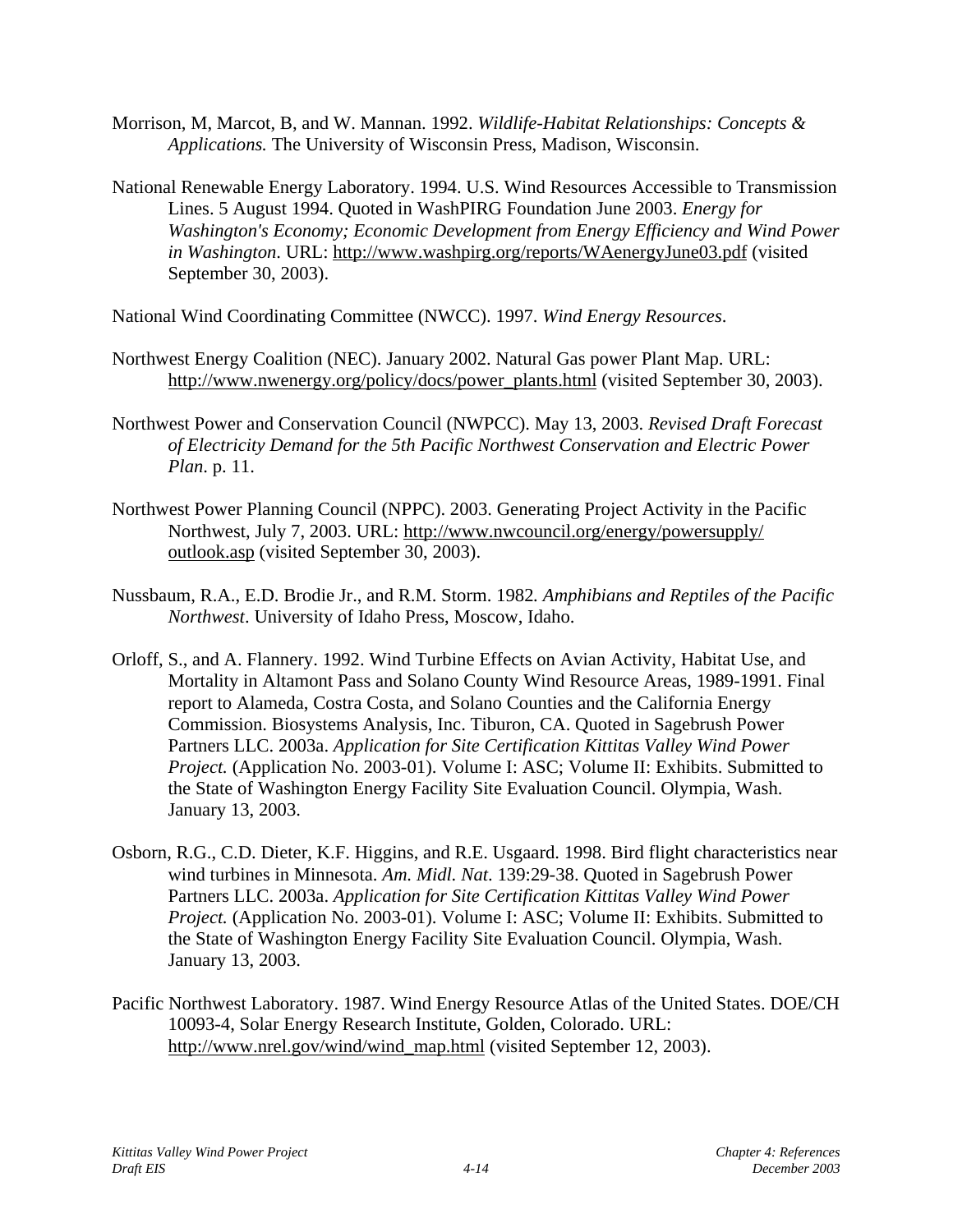Morrison, M, Marcot, B, and W. Mannan. 1992. *Wildlife-Habitat Relationships: Concepts & Applications.* The University of Wisconsin Press, Madison, Wisconsin.

National Renewable Energy Laboratory. 1994. U.S. Wind Resources Accessible to Transmission Lines. 5 August 1994. Quoted in WashPIRG Foundation June 2003. *Energy for Washington's Economy; Economic Development from Energy Efficiency and Wind Power in Washington*. URL: http://www.washpirg.org/reports/WAenergyJune03.pdf (visited September 30, 2003).

National Wind Coordinating Committee (NWCC). 1997. *Wind Energy Resources*.

Northwest Energy Coalition (NEC). January 2002. Natural Gas power Plant Map. URL: http://www.nwenergy.org/policy/docs/power_plants.html (visited September 30, 2003).

Northwest Power and Conservation Council (NWPCC). May 13, 2003. *Revised Draft Forecast of Electricity Demand for the 5th Pacific Northwest Conservation and Electric Power Plan*. p. 11.

Northwest Power Planning Council (NPPC). 2003. Generating Project Activity in the Pacific Northwest, July 7, 2003. URL: http://www.nwcouncil.org/energy/powersupply/outlook.asp (visited September 30, 2003).

Nussbaum, R.A., E.D. Brodie Jr., and R.M. Storm. 1982. *Amphibians and Reptiles of the Pacific Northwest*. University of Idaho Press, Moscow, Idaho.

Orloff, S., and A. Flannery. 1992. Wind Turbine Effects on Avian Activity, Habitat Use, and Mortality in Altamont Pass and Solano County Wind Resource Areas, 1989-1991. Final report to Alameda, Costra Costa, and Solano Counties and the California Energy Commission. Biosystems Analysis, Inc. Tiburon, CA. Quoted in Sagebrush Power Partners LLC. 2003a. *Application for Site Certification Kittitas Valley Wind Power Project.* (Application No. 2003-01). Volume I: ASC; Volume II: Exhibits. Submitted to the State of Washington Energy Facility Site Evaluation Council. Olympia, Wash. January 13, 2003.

Osborn, R.G., C.D. Dieter, K.F. Higgins, and R.E. Usgaard. 1998. Bird flight characteristics near wind turbines in Minnesota. *Am. Midl. Nat*. 139:29-38. Quoted in Sagebrush Power Partners LLC. 2003a. *Application for Site Certification Kittitas Valley Wind Power Project.* (Application No. 2003-01). Volume I: ASC; Volume II: Exhibits. Submitted to the State of Washington Energy Facility Site Evaluation Council. Olympia, Wash. January 13, 2003.

Pacific Northwest Laboratory. 1987. Wind Energy Resource Atlas of the United States. DOE/CH 10093-4, Solar Energy Research Institute, Golden, Colorado. URL: http://www.nrel.gov/wind/wind_map.html (visited September 12, 2003).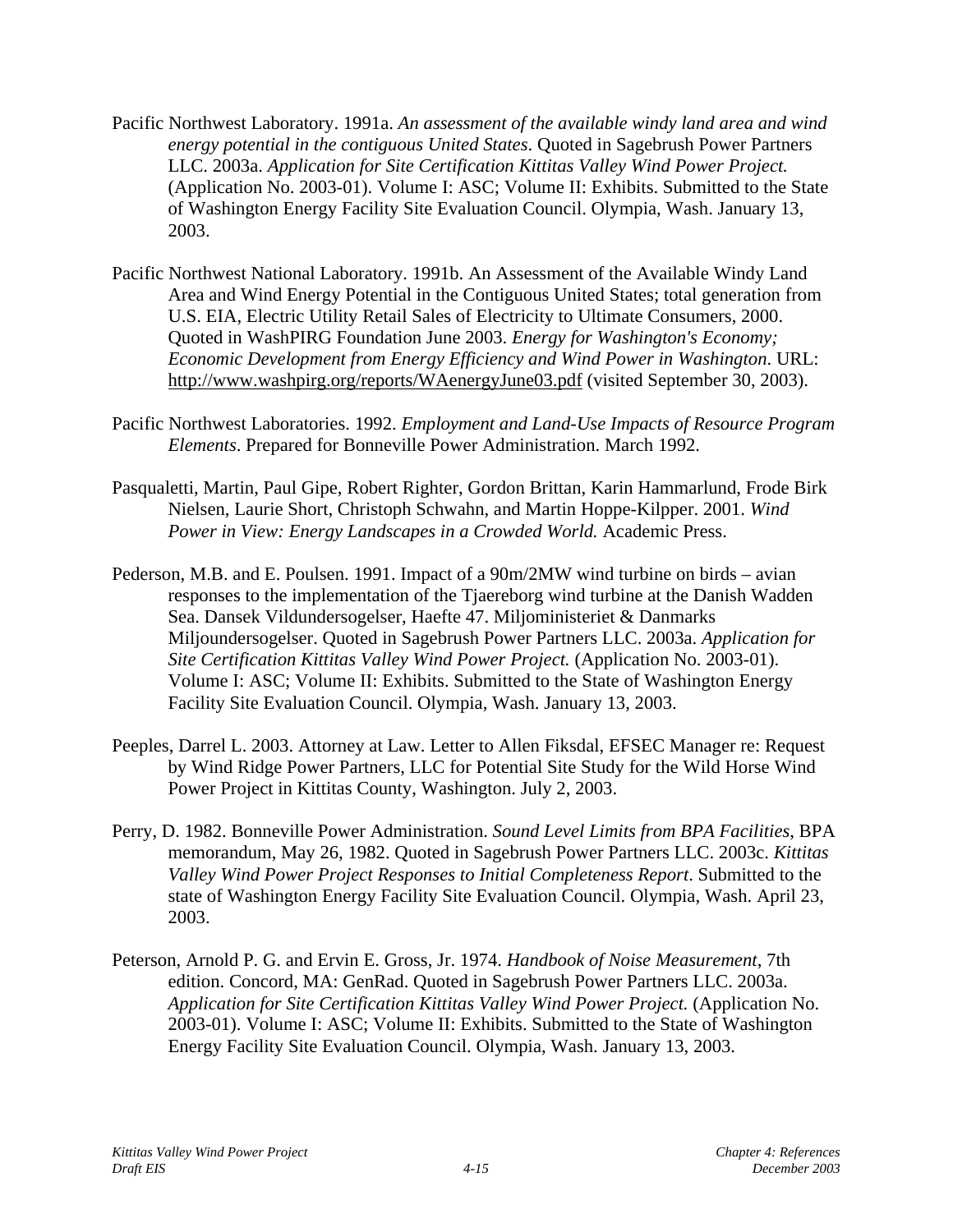Pacific Northwest Laboratory. 1991a. *An assessment of the available windy land area and wind energy potential in the contiguous United States*. Quoted in Sagebrush Power Partners LLC. 2003a. *Application for Site Certification Kittitas Valley Wind Power Project.* (Application No. 2003-01). Volume I: ASC; Volume II: Exhibits. Submitted to the State of Washington Energy Facility Site Evaluation Council. Olympia, Wash. January 13, 2003.

Pacific Northwest National Laboratory. 1991b. An Assessment of the Available Windy Land Area and Wind Energy Potential in the Contiguous United States; total generation from U.S. EIA, Electric Utility Retail Sales of Electricity to Ultimate Consumers, 2000. Quoted in WashPIRG Foundation June 2003. *Energy for Washington's Economy; Economic Development from Energy Efficiency and Wind Power in Washington*. URL: http://www.washpirg.org/reports/WAenergyJune03.pdf (visited September 30, 2003).

Pacific Northwest Laboratories. 1992. *Employment and Land-Use Impacts of Resource Program Elements*. Prepared for Bonneville Power Administration. March 1992.

Pasqualetti, Martin, Paul Gipe, Robert Righter, Gordon Brittan, Karin Hammarlund, Frode Birk Nielsen, Laurie Short, Christoph Schwahn, and Martin Hoppe-Kilpper. 2001. *Wind Power in View: Energy Landscapes in a Crowded World.* Academic Press.

Pederson, M.B. and E. Poulsen. 1991. Impact of a 90m/2MW wind turbine on birds – avian responses to the implementation of the Tjaereborg wind turbine at the Danish Wadden Sea. Dansek Vildundersogelser, Haefte 47. Miljoministeriet & Danmarks Miljoundersogelser. Quoted in Sagebrush Power Partners LLC. 2003a. *Application for Site Certification Kittitas Valley Wind Power Project.* (Application No. 2003-01). Volume I: ASC; Volume II: Exhibits. Submitted to the State of Washington Energy Facility Site Evaluation Council. Olympia, Wash. January 13, 2003.

Peeples, Darrel L. 2003. Attorney at Law. Letter to Allen Fiksdal, EFSEC Manager re: Request by Wind Ridge Power Partners, LLC for Potential Site Study for the Wild Horse Wind Power Project in Kittitas County, Washington. July 2, 2003.

Perry, D. 1982. Bonneville Power Administration. *Sound Level Limits from BPA Facilities*, BPA memorandum, May 26, 1982. Quoted in Sagebrush Power Partners LLC. 2003c. *Kittitas Valley Wind Power Project Responses to Initial Completeness Report*. Submitted to the state of Washington Energy Facility Site Evaluation Council. Olympia, Wash. April 23, 2003.

Peterson, Arnold P. G. and Ervin E. Gross, Jr. 1974. *Handbook of Noise Measurement*, 7th edition. Concord, MA: GenRad. Quoted in Sagebrush Power Partners LLC. 2003a. *Application for Site Certification Kittitas Valley Wind Power Project.* (Application No. 2003-01). Volume I: ASC; Volume II: Exhibits. Submitted to the State of Washington Energy Facility Site Evaluation Council. Olympia, Wash. January 13, 2003.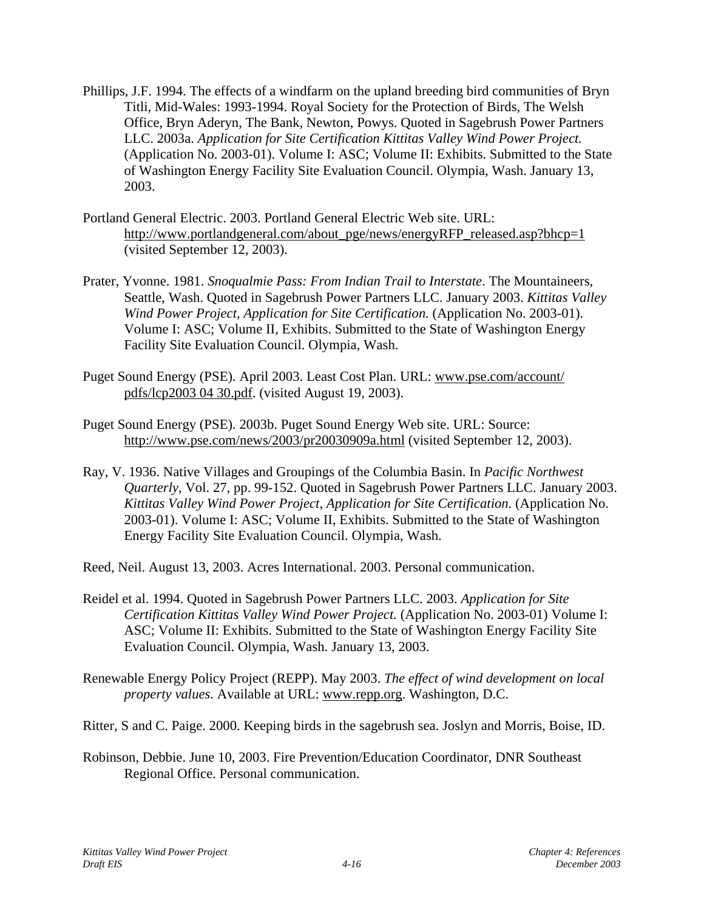Phillips, J.F. 1994. The effects of a windfarm on the upland breeding bird communities of Bryn Titli, Mid-Wales: 1993-1994. Royal Society for the Protection of Birds, The Welsh Office, Bryn Aderyn, The Bank, Newton, Powys. Quoted in Sagebrush Power Partners LLC. 2003a. *Application for Site Certification Kittitas Valley Wind Power Project.* (Application No. 2003-01). Volume I: ASC; Volume II: Exhibits. Submitted to the State of Washington Energy Facility Site Evaluation Council. Olympia, Wash. January 13, 2003.

Portland General Electric. 2003. Portland General Electric Web site. URL: http://www.portlandgeneral.com/about_pge/news/energyRFP_released.asp?bhcp=1 (visited September 12, 2003).

Prater, Yvonne. 1981. *Snoqualmie Pass: From Indian Trail to Interstate*. The Mountaineers, Seattle, Wash. Quoted in Sagebrush Power Partners LLC. January 2003. *Kittitas Valley Wind Power Project, Application for Site Certification.* (Application No. 2003-01). Volume I: ASC; Volume II, Exhibits. Submitted to the State of Washington Energy Facility Site Evaluation Council. Olympia, Wash.

Puget Sound Energy (PSE). April 2003. Least Cost Plan. URL: www.pse.com/account/pdfs/lcp2003 04 30.pdf. (visited August 19, 2003).

Puget Sound Energy (PSE). 2003b. Puget Sound Energy Web site. URL: Source: http://www.pse.com/news/2003/pr20030909a.html (visited September 12, 2003).

Ray, V. 1936. Native Villages and Groupings of the Columbia Basin. In *Pacific Northwest Quarterly*, Vol. 27, pp. 99-152. Quoted in Sagebrush Power Partners LLC. January 2003. *Kittitas Valley Wind Power Project, Application for Site Certification.* (Application No. 2003-01). Volume I: ASC; Volume II, Exhibits. Submitted to the State of Washington Energy Facility Site Evaluation Council. Olympia, Wash.

Reed, Neil. August 13, 2003. Acres International. 2003. Personal communication.

Reidel et al. 1994. Quoted in Sagebrush Power Partners LLC. 2003. *Application for Site Certification Kittitas Valley Wind Power Project.* (Application No. 2003-01) Volume I: ASC; Volume II: Exhibits. Submitted to the State of Washington Energy Facility Site Evaluation Council. Olympia, Wash. January 13, 2003.

Renewable Energy Policy Project (REPP). May 2003. *The effect of wind development on local property values.* Available at URL: www.repp.org. Washington, D.C.

Ritter, S and C. Paige. 2000. Keeping birds in the sagebrush sea. Joslyn and Morris, Boise, ID.

Robinson, Debbie. June 10, 2003. Fire Prevention/Education Coordinator, DNR Southeast Regional Office. Personal communication.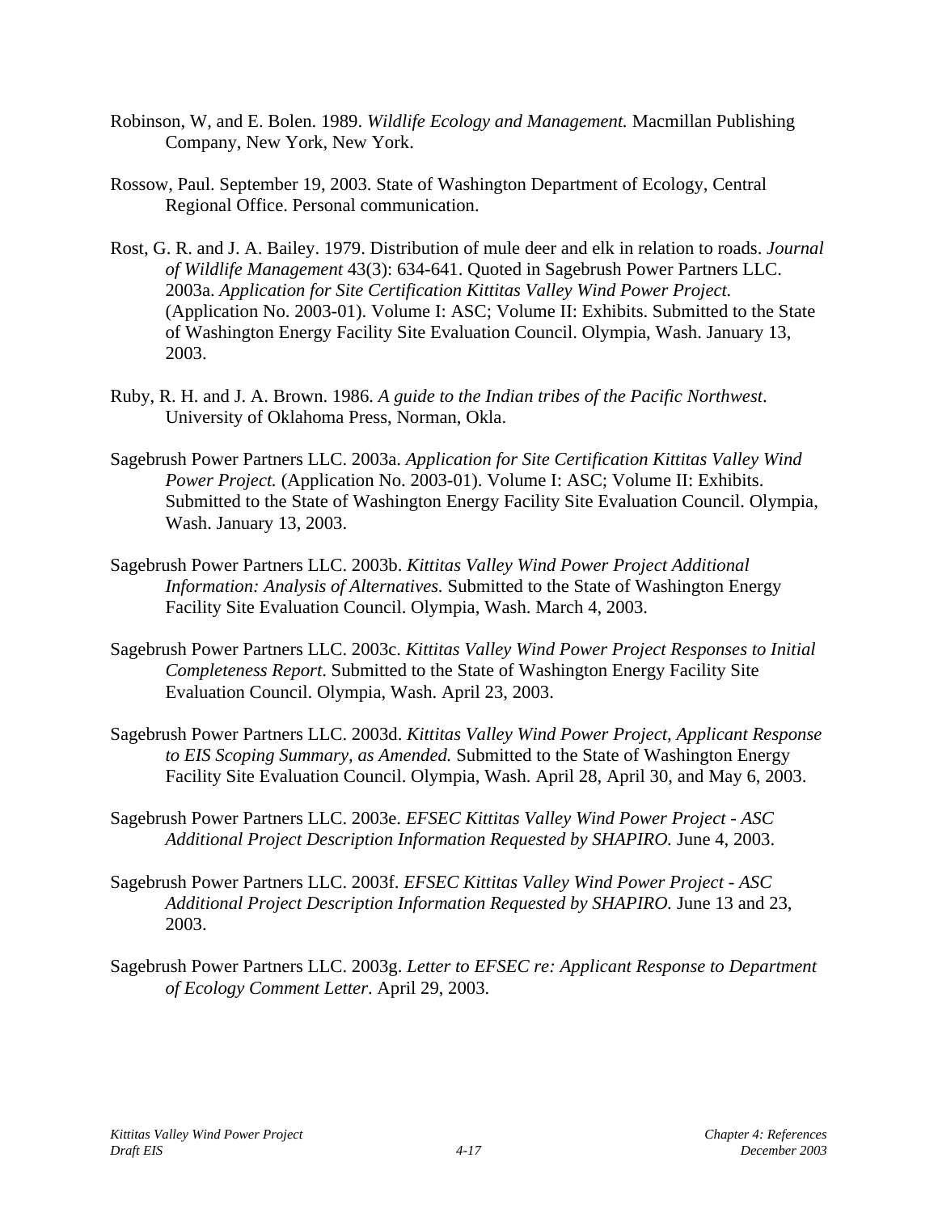Robinson, W, and E. Bolen. 1989. *Wildlife Ecology and Management.* Macmillan Publishing Company, New York, New York.

Rossow, Paul. September 19, 2003. State of Washington Department of Ecology, Central Regional Office. Personal communication.

Rost, G. R. and J. A. Bailey. 1979. Distribution of mule deer and elk in relation to roads. *Journal of Wildlife Management* 43(3): 634-641. Quoted in Sagebrush Power Partners LLC. 2003a. *Application for Site Certification Kittitas Valley Wind Power Project.* (Application No. 2003-01). Volume I: ASC; Volume II: Exhibits. Submitted to the State of Washington Energy Facility Site Evaluation Council. Olympia, Wash. January 13, 2003.

Ruby, R. H. and J. A. Brown. 1986. *A guide to the Indian tribes of the Pacific Northwest*. University of Oklahoma Press, Norman, Okla.

Sagebrush Power Partners LLC. 2003a. *Application for Site Certification Kittitas Valley Wind Power Project.* (Application No. 2003-01). Volume I: ASC; Volume II: Exhibits. Submitted to the State of Washington Energy Facility Site Evaluation Council. Olympia, Wash. January 13, 2003.

Sagebrush Power Partners LLC. 2003b. *Kittitas Valley Wind Power Project Additional Information: Analysis of Alternatives.* Submitted to the State of Washington Energy Facility Site Evaluation Council. Olympia, Wash. March 4, 2003.

Sagebrush Power Partners LLC. 2003c. *Kittitas Valley Wind Power Project Responses to Initial Completeness Report*. Submitted to the State of Washington Energy Facility Site Evaluation Council. Olympia, Wash. April 23, 2003.

Sagebrush Power Partners LLC. 2003d. *Kittitas Valley Wind Power Project, Applicant Response to EIS Scoping Summary, as Amended.* Submitted to the State of Washington Energy Facility Site Evaluation Council. Olympia, Wash. April 28, April 30, and May 6, 2003.

Sagebrush Power Partners LLC. 2003e. *EFSEC Kittitas Valley Wind Power Project - ASC Additional Project Description Information Requested by SHAPIRO.* June 4, 2003.

Sagebrush Power Partners LLC. 2003f. *EFSEC Kittitas Valley Wind Power Project - ASC Additional Project Description Information Requested by SHAPIRO.* June 13 and 23, 2003.

Sagebrush Power Partners LLC. 2003g. *Letter to EFSEC re: Applicant Response to Department of Ecology Comment Letter*. April 29, 2003.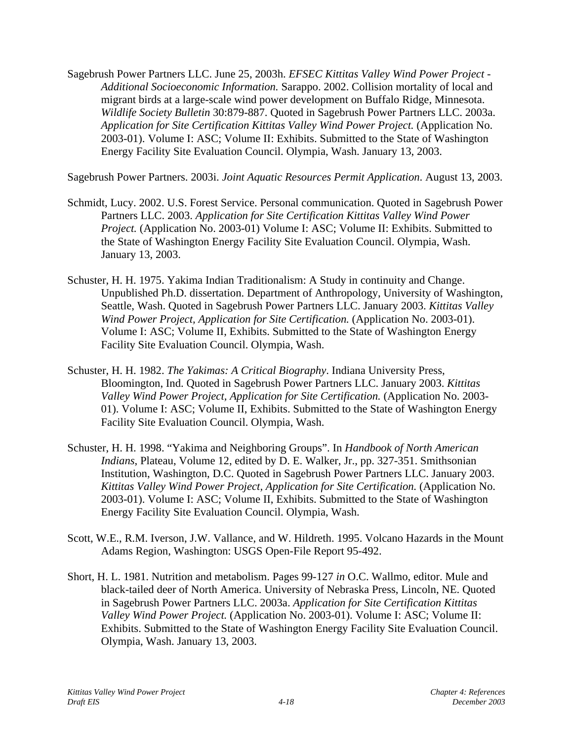Sagebrush Power Partners LLC. June 25, 2003h. *EFSEC Kittitas Valley Wind Power Project - Additional Socioeconomic Information.* Sarappo. 2002. Collision mortality of local and migrant birds at a large-scale wind power development on Buffalo Ridge, Minnesota. *Wildlife Society Bulletin* 30:879-887. Quoted in Sagebrush Power Partners LLC. 2003a. *Application for Site Certification Kittitas Valley Wind Power Project.* (Application No. 2003-01). Volume I: ASC; Volume II: Exhibits. Submitted to the State of Washington Energy Facility Site Evaluation Council. Olympia, Wash. January 13, 2003.

Sagebrush Power Partners. 2003i. *Joint Aquatic Resources Permit Application.* August 13, 2003.

Schmidt, Lucy. 2002. U.S. Forest Service. Personal communication. Quoted in Sagebrush Power Partners LLC. 2003. *Application for Site Certification Kittitas Valley Wind Power Project.* (Application No. 2003-01) Volume I: ASC; Volume II: Exhibits. Submitted to the State of Washington Energy Facility Site Evaluation Council. Olympia, Wash. January 13, 2003.

Schuster, H. H. 1975. Yakima Indian Traditionalism: A Study in continuity and Change. Unpublished Ph.D. dissertation. Department of Anthropology, University of Washington, Seattle, Wash. Quoted in Sagebrush Power Partners LLC. January 2003. *Kittitas Valley Wind Power Project, Application for Site Certification.* (Application No. 2003-01). Volume I: ASC; Volume II, Exhibits. Submitted to the State of Washington Energy Facility Site Evaluation Council. Olympia, Wash.

Schuster, H. H. 1982. *The Yakimas: A Critical Biography*. Indiana University Press, Bloomington, Ind. Quoted in Sagebrush Power Partners LLC. January 2003. *Kittitas Valley Wind Power Project, Application for Site Certification.* (Application No. 2003-01). Volume I: ASC; Volume II, Exhibits. Submitted to the State of Washington Energy Facility Site Evaluation Council. Olympia, Wash.

Schuster, H. H. 1998. "Yakima and Neighboring Groups". In *Handbook of North American Indians*, Plateau, Volume 12, edited by D. E. Walker, Jr., pp. 327-351. Smithsonian Institution, Washington, D.C. Quoted in Sagebrush Power Partners LLC. January 2003. *Kittitas Valley Wind Power Project, Application for Site Certification.* (Application No. 2003-01). Volume I: ASC; Volume II, Exhibits. Submitted to the State of Washington Energy Facility Site Evaluation Council. Olympia, Wash.

Scott, W.E., R.M. Iverson, J.W. Vallance, and W. Hildreth. 1995. Volcano Hazards in the Mount Adams Region, Washington: USGS Open-File Report 95-492.

Short, H. L. 1981. Nutrition and metabolism. Pages 99-127 *in* O.C. Wallmo, editor. Mule and black-tailed deer of North America. University of Nebraska Press, Lincoln, NE. Quoted in Sagebrush Power Partners LLC. 2003a. *Application for Site Certification Kittitas Valley Wind Power Project.* (Application No. 2003-01). Volume I: ASC; Volume II: Exhibits. Submitted to the State of Washington Energy Facility Site Evaluation Council. Olympia, Wash. January 13, 2003.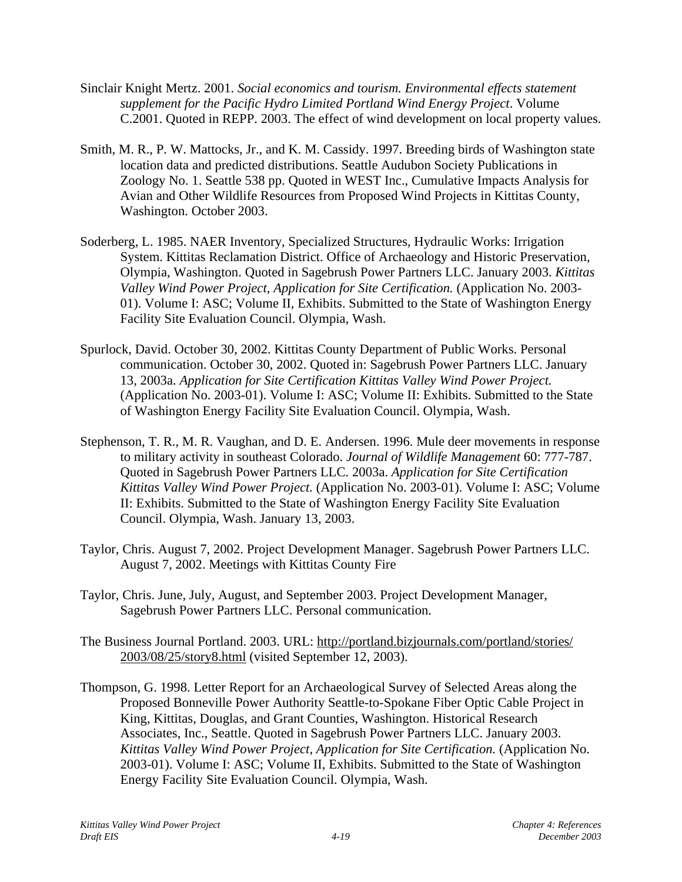Sinclair Knight Mertz. 2001. *Social economics and tourism. Environmental effects statement supplement for the Pacific Hydro Limited Portland Wind Energy Project*. Volume C.2001. Quoted in REPP. 2003. The effect of wind development on local property values.

Smith, M. R., P. W. Mattocks, Jr., and K. M. Cassidy. 1997. Breeding birds of Washington state location data and predicted distributions. Seattle Audubon Society Publications in Zoology No. 1. Seattle 538 pp. Quoted in WEST Inc., Cumulative Impacts Analysis for Avian and Other Wildlife Resources from Proposed Wind Projects in Kittitas County, Washington. October 2003.

Soderberg, L. 1985. NAER Inventory, Specialized Structures, Hydraulic Works: Irrigation System. Kittitas Reclamation District. Office of Archaeology and Historic Preservation, Olympia, Washington. Quoted in Sagebrush Power Partners LLC. January 2003. *Kittitas Valley Wind Power Project, Application for Site Certification.* (Application No. 2003-01). Volume I: ASC; Volume II, Exhibits. Submitted to the State of Washington Energy Facility Site Evaluation Council. Olympia, Wash.

Spurlock, David. October 30, 2002. Kittitas County Department of Public Works. Personal communication. October 30, 2002. Quoted in: Sagebrush Power Partners LLC. January 13, 2003a. *Application for Site Certification Kittitas Valley Wind Power Project.* (Application No. 2003-01). Volume I: ASC; Volume II: Exhibits. Submitted to the State of Washington Energy Facility Site Evaluation Council. Olympia, Wash.

Stephenson, T. R., M. R. Vaughan, and D. E. Andersen. 1996. Mule deer movements in response to military activity in southeast Colorado. *Journal of Wildlife Management* 60: 777-787. Quoted in Sagebrush Power Partners LLC. 2003a. *Application for Site Certification Kittitas Valley Wind Power Project.* (Application No. 2003-01). Volume I: ASC; Volume II: Exhibits. Submitted to the State of Washington Energy Facility Site Evaluation Council. Olympia, Wash. January 13, 2003.

Taylor, Chris. August 7, 2002. Project Development Manager. Sagebrush Power Partners LLC. August 7, 2002. Meetings with Kittitas County Fire

Taylor, Chris. June, July, August, and September 2003. Project Development Manager, Sagebrush Power Partners LLC. Personal communication.

The Business Journal Portland. 2003. URL: http://portland.bizjournals.com/portland/stories/2003/08/25/story8.html (visited September 12, 2003).

Thompson, G. 1998. Letter Report for an Archaeological Survey of Selected Areas along the Proposed Bonneville Power Authority Seattle-to-Spokane Fiber Optic Cable Project in King, Kittitas, Douglas, and Grant Counties, Washington. Historical Research Associates, Inc., Seattle. Quoted in Sagebrush Power Partners LLC. January 2003. *Kittitas Valley Wind Power Project, Application for Site Certification.* (Application No. 2003-01). Volume I: ASC; Volume II, Exhibits. Submitted to the State of Washington Energy Facility Site Evaluation Council. Olympia, Wash.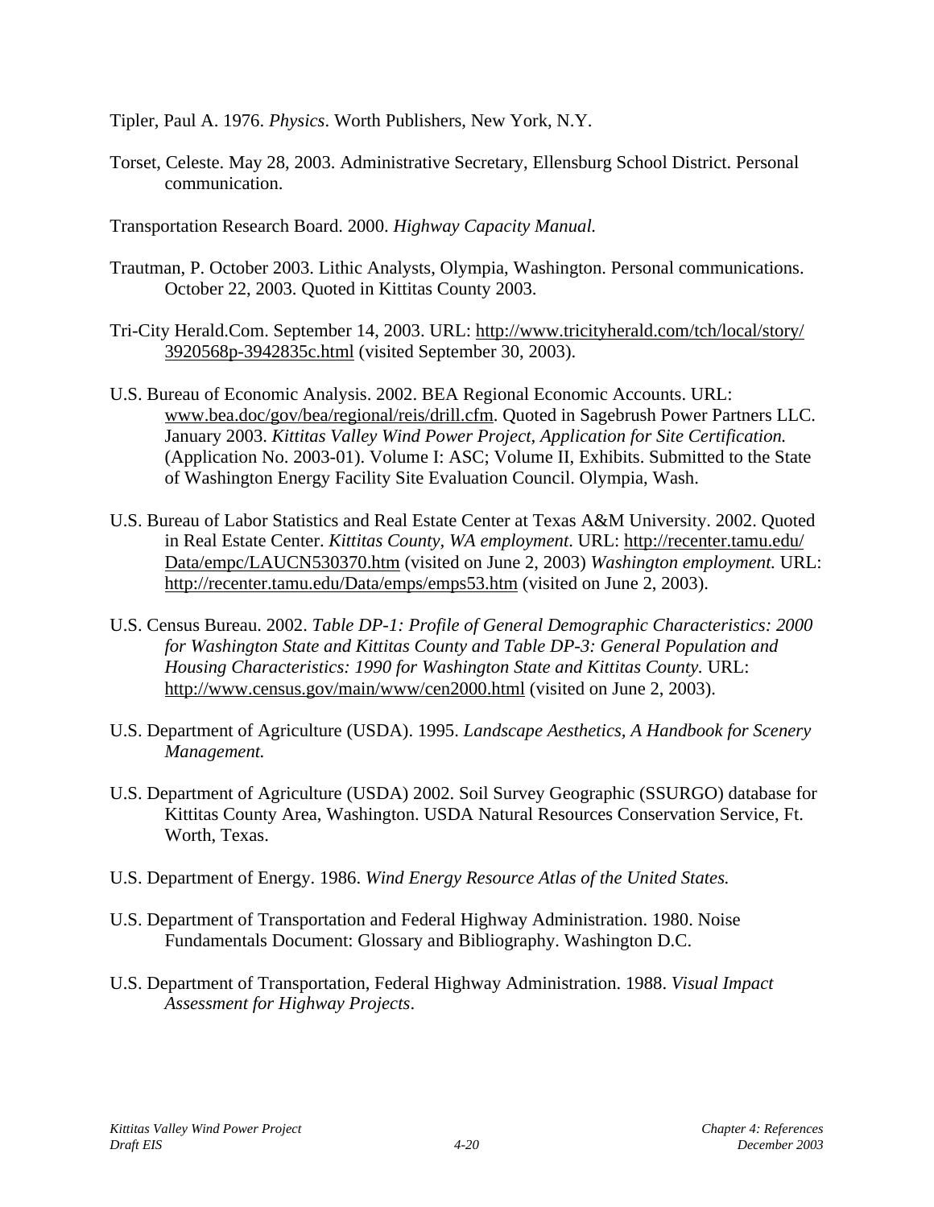Tipler, Paul A. 1976. *Physics*. Worth Publishers, New York, N.Y.

Torset, Celeste. May 28, 2003. Administrative Secretary, Ellensburg School District. Personal communication.

Transportation Research Board. 2000. *Highway Capacity Manual.*

Trautman, P. October 2003. Lithic Analysts, Olympia, Washington. Personal communications. October 22, 2003. Quoted in Kittitas County 2003.

Tri-City Herald.Com. September 14, 2003. URL: http://www.tricityherald.com/tch/local/story/3920568p-3942835c.html (visited September 30, 2003).

U.S. Bureau of Economic Analysis. 2002. BEA Regional Economic Accounts. URL: www.bea.doc/gov/bea/regional/reis/drill.cfm. Quoted in Sagebrush Power Partners LLC. January 2003. *Kittitas Valley Wind Power Project, Application for Site Certification.* (Application No. 2003-01). Volume I: ASC; Volume II, Exhibits. Submitted to the State of Washington Energy Facility Site Evaluation Council. Olympia, Wash.

U.S. Bureau of Labor Statistics and Real Estate Center at Texas A&M University. 2002. Quoted in Real Estate Center. *Kittitas County, WA employment*. URL: http://recenter.tamu.edu/Data/empc/LAUCN530370.htm (visited on June 2, 2003) *Washington employment.* URL: http://recenter.tamu.edu/Data/emps/emps53.htm (visited on June 2, 2003).

U.S. Census Bureau. 2002. *Table DP-1: Profile of General Demographic Characteristics: 2000 for Washington State and Kittitas County and Table DP-3: General Population and Housing Characteristics: 1990 for Washington State and Kittitas County.* URL: http://www.census.gov/main/www/cen2000.html (visited on June 2, 2003).

U.S. Department of Agriculture (USDA). 1995. *Landscape Aesthetics, A Handbook for Scenery Management.*

U.S. Department of Agriculture (USDA) 2002. Soil Survey Geographic (SSURGO) database for Kittitas County Area, Washington. USDA Natural Resources Conservation Service, Ft. Worth, Texas.

U.S. Department of Energy. 1986. *Wind Energy Resource Atlas of the United States.*

U.S. Department of Transportation and Federal Highway Administration. 1980. Noise Fundamentals Document: Glossary and Bibliography. Washington D.C.

U.S. Department of Transportation, Federal Highway Administration. 1988. *Visual Impact Assessment for Highway Projects*.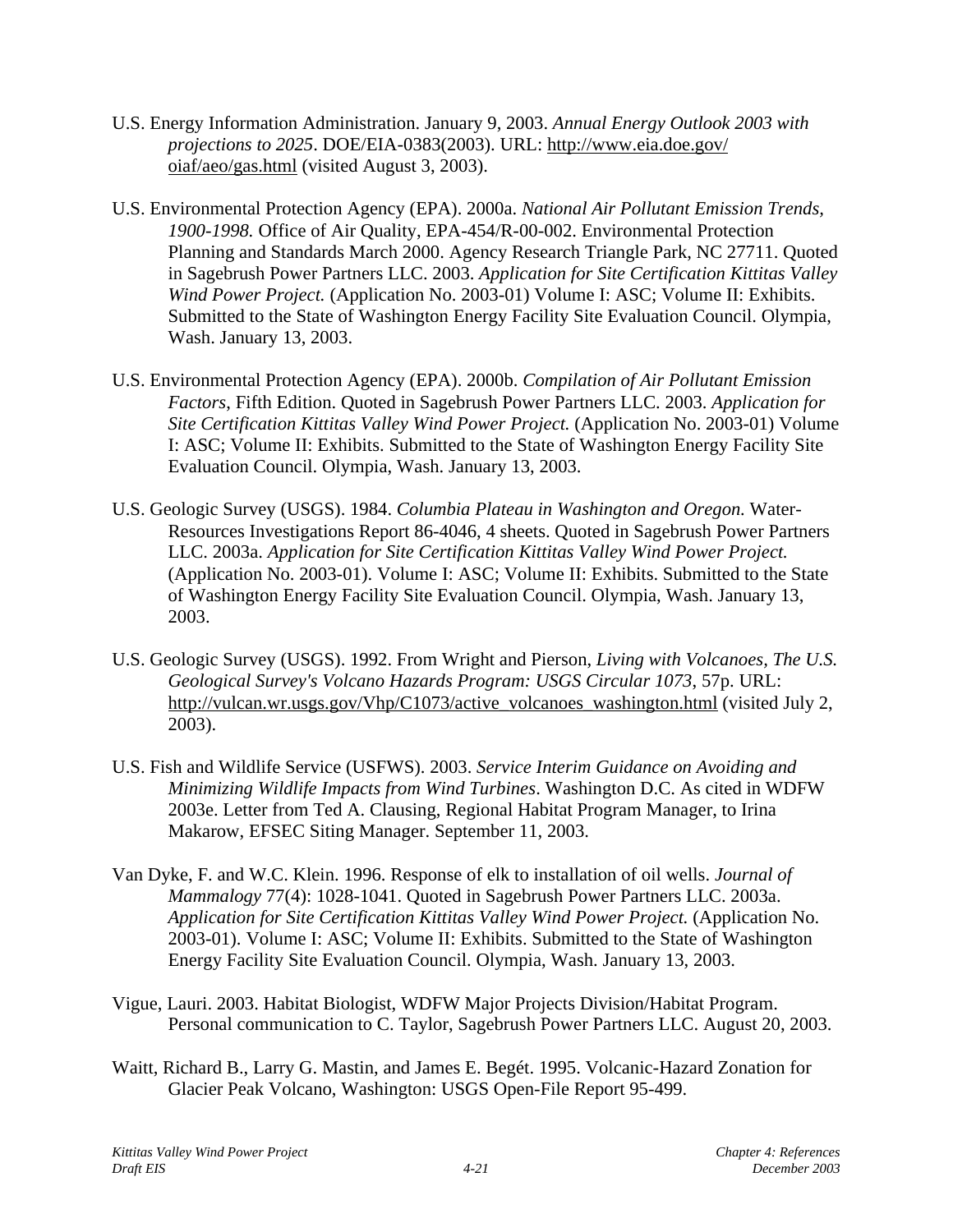U.S. Energy Information Administration. January 9, 2003. *Annual Energy Outlook 2003 with projections to 2025*. DOE/EIA-0383(2003). URL: http://www.eia.doe.gov/oiaf/aeo/gas.html (visited August 3, 2003).

U.S. Environmental Protection Agency (EPA). 2000a. *National Air Pollutant Emission Trends, 1900-1998.* Office of Air Quality, EPA-454/R-00-002. Environmental Protection Planning and Standards March 2000. Agency Research Triangle Park, NC 27711. Quoted in Sagebrush Power Partners LLC. 2003. *Application for Site Certification Kittitas Valley Wind Power Project.* (Application No. 2003-01) Volume I: ASC; Volume II: Exhibits. Submitted to the State of Washington Energy Facility Site Evaluation Council. Olympia, Wash. January 13, 2003.

U.S. Environmental Protection Agency (EPA). 2000b. *Compilation of Air Pollutant Emission Factors*, Fifth Edition. Quoted in Sagebrush Power Partners LLC. 2003. *Application for Site Certification Kittitas Valley Wind Power Project.* (Application No. 2003-01) Volume I: ASC; Volume II: Exhibits. Submitted to the State of Washington Energy Facility Site Evaluation Council. Olympia, Wash. January 13, 2003.

U.S. Geologic Survey (USGS). 1984. *Columbia Plateau in Washington and Oregon.* Water-Resources Investigations Report 86-4046, 4 sheets. Quoted in Sagebrush Power Partners LLC. 2003a. *Application for Site Certification Kittitas Valley Wind Power Project.* (Application No. 2003-01). Volume I: ASC; Volume II: Exhibits. Submitted to the State of Washington Energy Facility Site Evaluation Council. Olympia, Wash. January 13, 2003.

U.S. Geologic Survey (USGS). 1992. From Wright and Pierson, *Living with Volcanoes, The U.S. Geological Survey's Volcano Hazards Program: USGS Circular 1073*, 57p. URL: http://vulcan.wr.usgs.gov/Vhp/C1073/active_volcanoes_washington.html (visited July 2, 2003).

U.S. Fish and Wildlife Service (USFWS). 2003. *Service Interim Guidance on Avoiding and Minimizing Wildlife Impacts from Wind Turbines*. Washington D.C. As cited in WDFW 2003e. Letter from Ted A. Clausing, Regional Habitat Program Manager, to Irina Makarow, EFSEC Siting Manager. September 11, 2003.

Van Dyke, F. and W.C. Klein. 1996. Response of elk to installation of oil wells. *Journal of Mammalogy* 77(4): 1028-1041. Quoted in Sagebrush Power Partners LLC. 2003a. *Application for Site Certification Kittitas Valley Wind Power Project.* (Application No. 2003-01). Volume I: ASC; Volume II: Exhibits. Submitted to the State of Washington Energy Facility Site Evaluation Council. Olympia, Wash. January 13, 2003.

Vigue, Lauri. 2003. Habitat Biologist, WDFW Major Projects Division/Habitat Program. Personal communication to C. Taylor, Sagebrush Power Partners LLC. August 20, 2003.

Waitt, Richard B., Larry G. Mastin, and James E. Begét. 1995. Volcanic-Hazard Zonation for Glacier Peak Volcano, Washington: USGS Open-File Report 95-499.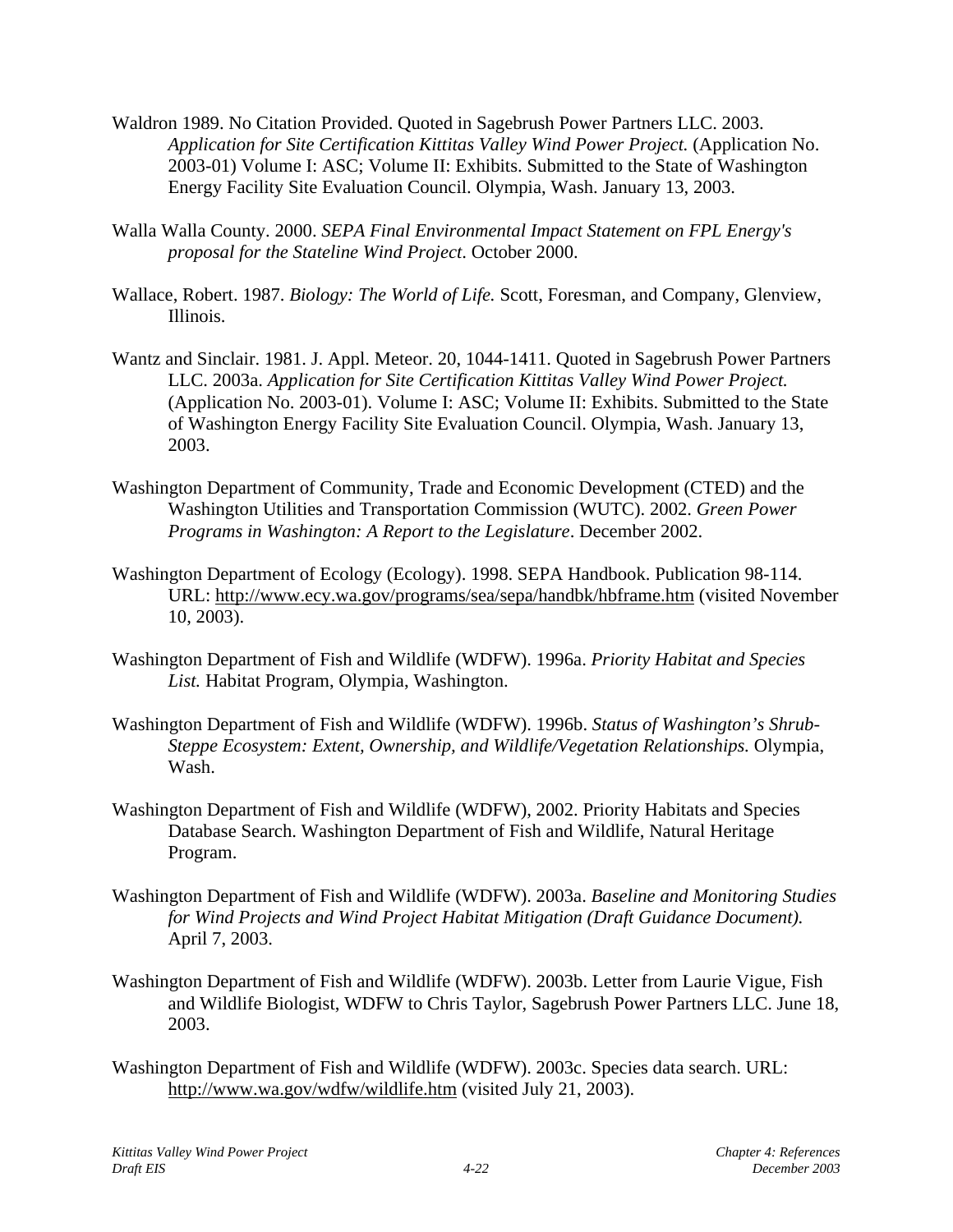Waldron 1989. No Citation Provided. Quoted in Sagebrush Power Partners LLC. 2003. *Application for Site Certification Kittitas Valley Wind Power Project.* (Application No. 2003-01) Volume I: ASC; Volume II: Exhibits. Submitted to the State of Washington Energy Facility Site Evaluation Council. Olympia, Wash. January 13, 2003.

Walla Walla County. 2000. *SEPA Final Environmental Impact Statement on FPL Energy's proposal for the Stateline Wind Project*. October 2000.

Wallace, Robert. 1987. *Biology: The World of Life.* Scott, Foresman, and Company, Glenview, Illinois.

Wantz and Sinclair. 1981. J. Appl. Meteor. 20, 1044-1411. Quoted in Sagebrush Power Partners LLC. 2003a. *Application for Site Certification Kittitas Valley Wind Power Project.* (Application No. 2003-01). Volume I: ASC; Volume II: Exhibits. Submitted to the State of Washington Energy Facility Site Evaluation Council. Olympia, Wash. January 13, 2003.

Washington Department of Community, Trade and Economic Development (CTED) and the Washington Utilities and Transportation Commission (WUTC). 2002. *Green Power Programs in Washington: A Report to the Legislature*. December 2002.

Washington Department of Ecology (Ecology). 1998. SEPA Handbook. Publication 98-114. URL: http://www.ecy.wa.gov/programs/sea/sepa/handbk/hbframe.htm (visited November 10, 2003).

Washington Department of Fish and Wildlife (WDFW). 1996a. *Priority Habitat and Species List.* Habitat Program, Olympia, Washington.

Washington Department of Fish and Wildlife (WDFW). 1996b. *Status of Washington's Shrub-Steppe Ecosystem: Extent, Ownership, and Wildlife/Vegetation Relationships.* Olympia, Wash.

Washington Department of Fish and Wildlife (WDFW), 2002. Priority Habitats and Species Database Search. Washington Department of Fish and Wildlife, Natural Heritage Program.

Washington Department of Fish and Wildlife (WDFW). 2003a. *Baseline and Monitoring Studies for Wind Projects and Wind Project Habitat Mitigation (Draft Guidance Document).* April 7, 2003.

Washington Department of Fish and Wildlife (WDFW). 2003b. Letter from Laurie Vigue, Fish and Wildlife Biologist, WDFW to Chris Taylor, Sagebrush Power Partners LLC. June 18, 2003.

Washington Department of Fish and Wildlife (WDFW). 2003c. Species data search. URL: http://www.wa.gov/wdfw/wildlife.htm (visited July 21, 2003).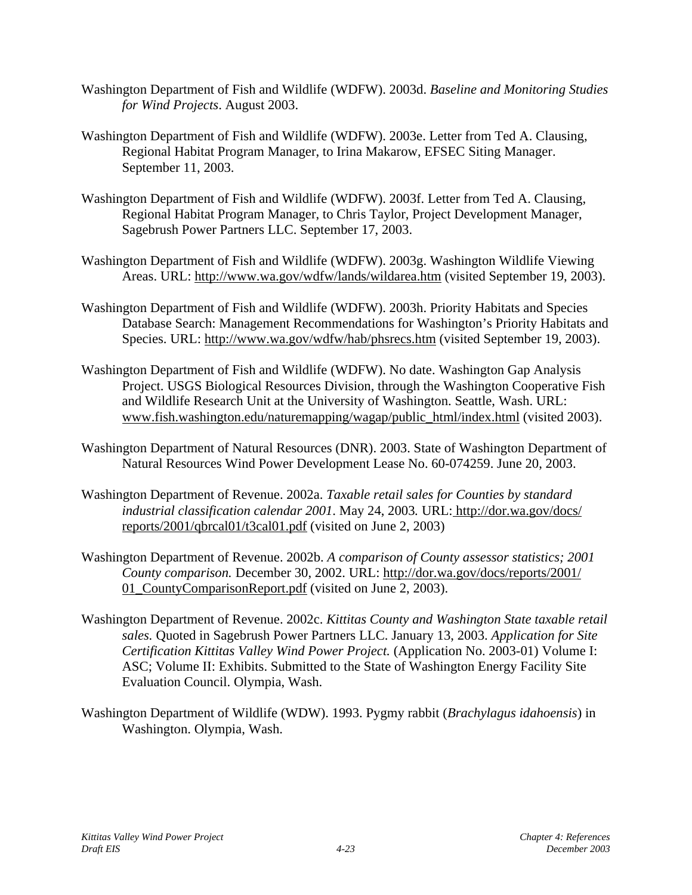Washington Department of Fish and Wildlife (WDFW). 2003d. *Baseline and Monitoring Studies for Wind Projects*. August 2003.

Washington Department of Fish and Wildlife (WDFW). 2003e. Letter from Ted A. Clausing, Regional Habitat Program Manager, to Irina Makarow, EFSEC Siting Manager. September 11, 2003.

Washington Department of Fish and Wildlife (WDFW). 2003f. Letter from Ted A. Clausing, Regional Habitat Program Manager, to Chris Taylor, Project Development Manager, Sagebrush Power Partners LLC. September 17, 2003.

Washington Department of Fish and Wildlife (WDFW). 2003g. Washington Wildlife Viewing Areas. URL: http://www.wa.gov/wdfw/lands/wildarea.htm (visited September 19, 2003).

Washington Department of Fish and Wildlife (WDFW). 2003h. Priority Habitats and Species Database Search: Management Recommendations for Washington's Priority Habitats and Species. URL: http://www.wa.gov/wdfw/hab/phsrecs.htm (visited September 19, 2003).

Washington Department of Fish and Wildlife (WDFW). No date. Washington Gap Analysis Project. USGS Biological Resources Division, through the Washington Cooperative Fish and Wildlife Research Unit at the University of Washington. Seattle, Wash. URL: www.fish.washington.edu/naturemapping/wagap/public_html/index.html (visited 2003).

Washington Department of Natural Resources (DNR). 2003. State of Washington Department of Natural Resources Wind Power Development Lease No. 60-074259. June 20, 2003.

Washington Department of Revenue. 2002a. *Taxable retail sales for Counties by standard industrial classification calendar 2001*. May 24, 2003*.* URL: http://dor.wa.gov/docs/reports/2001/qbrcal01/t3cal01.pdf (visited on June 2, 2003)

Washington Department of Revenue. 2002b. *A comparison of County assessor statistics; 2001 County comparison.* December 30, 2002. URL: http://dor.wa.gov/docs/reports/2001/01_CountyComparisonReport.pdf (visited on June 2, 2003).

Washington Department of Revenue. 2002c. *Kittitas County and Washington State taxable retail sales.* Quoted in Sagebrush Power Partners LLC. January 13, 2003. *Application for Site Certification Kittitas Valley Wind Power Project.* (Application No. 2003-01) Volume I: ASC; Volume II: Exhibits. Submitted to the State of Washington Energy Facility Site Evaluation Council. Olympia, Wash.

Washington Department of Wildlife (WDW). 1993. Pygmy rabbit (*Brachylagus idahoensis*) in Washington. Olympia, Wash.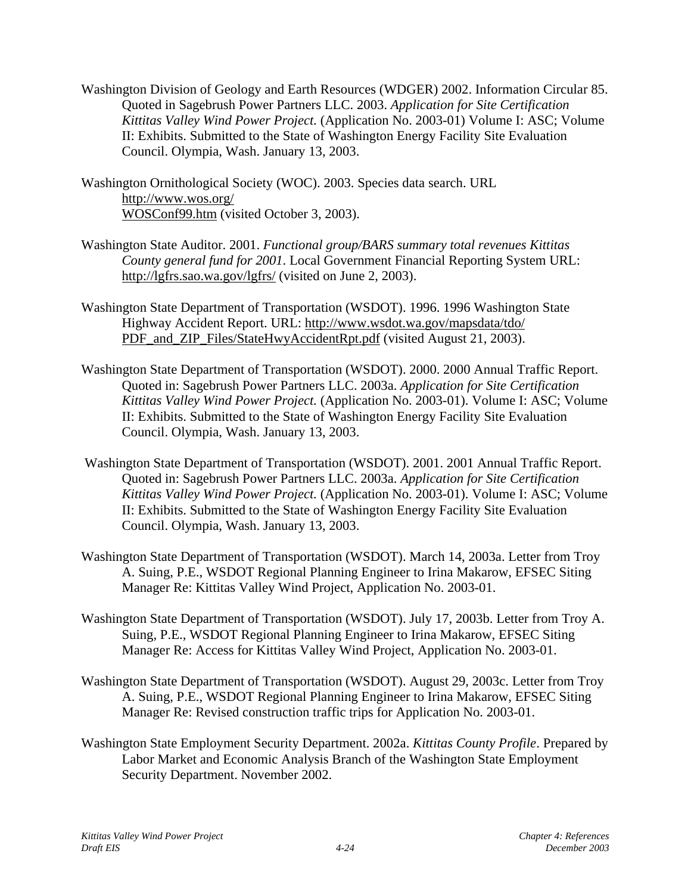Washington Division of Geology and Earth Resources (WDGER) 2002. Information Circular 85. Quoted in Sagebrush Power Partners LLC. 2003. *Application for Site Certification Kittitas Valley Wind Power Project*. (Application No. 2003-01) Volume I: ASC; Volume II: Exhibits. Submitted to the State of Washington Energy Facility Site Evaluation Council. Olympia, Wash. January 13, 2003.

Washington Ornithological Society (WOC). 2003. Species data search. URL http://www.wos.org/WOSConf99.htm (visited October 3, 2003).

Washington State Auditor. 2001. *Functional group/BARS summary total revenues Kittitas County general fund for 2001*. Local Government Financial Reporting System URL: http://lgfrs.sao.wa.gov/lgfrs/ (visited on June 2, 2003).

Washington State Department of Transportation (WSDOT). 1996. 1996 Washington State Highway Accident Report. URL: http://www.wsdot.wa.gov/mapsdata/tdo/PDF_and_ZIP_Files/StateHwyAccidentRpt.pdf (visited August 21, 2003).

Washington State Department of Transportation (WSDOT). 2000. 2000 Annual Traffic Report. Quoted in: Sagebrush Power Partners LLC. 2003a. *Application for Site Certification Kittitas Valley Wind Power Project.* (Application No. 2003-01). Volume I: ASC; Volume II: Exhibits. Submitted to the State of Washington Energy Facility Site Evaluation Council. Olympia, Wash. January 13, 2003.

Washington State Department of Transportation (WSDOT). 2001. 2001 Annual Traffic Report. Quoted in: Sagebrush Power Partners LLC. 2003a. *Application for Site Certification Kittitas Valley Wind Power Project.* (Application No. 2003-01). Volume I: ASC; Volume II: Exhibits. Submitted to the State of Washington Energy Facility Site Evaluation Council. Olympia, Wash. January 13, 2003.

Washington State Department of Transportation (WSDOT). March 14, 2003a. Letter from Troy A. Suing, P.E., WSDOT Regional Planning Engineer to Irina Makarow, EFSEC Siting Manager Re: Kittitas Valley Wind Project, Application No. 2003-01.

Washington State Department of Transportation (WSDOT). July 17, 2003b. Letter from Troy A. Suing, P.E., WSDOT Regional Planning Engineer to Irina Makarow, EFSEC Siting Manager Re: Access for Kittitas Valley Wind Project, Application No. 2003-01.

Washington State Department of Transportation (WSDOT). August 29, 2003c. Letter from Troy A. Suing, P.E., WSDOT Regional Planning Engineer to Irina Makarow, EFSEC Siting Manager Re: Revised construction traffic trips for Application No. 2003-01.

Washington State Employment Security Department. 2002a. *Kittitas County Profile*. Prepared by Labor Market and Economic Analysis Branch of the Washington State Employment Security Department. November 2002.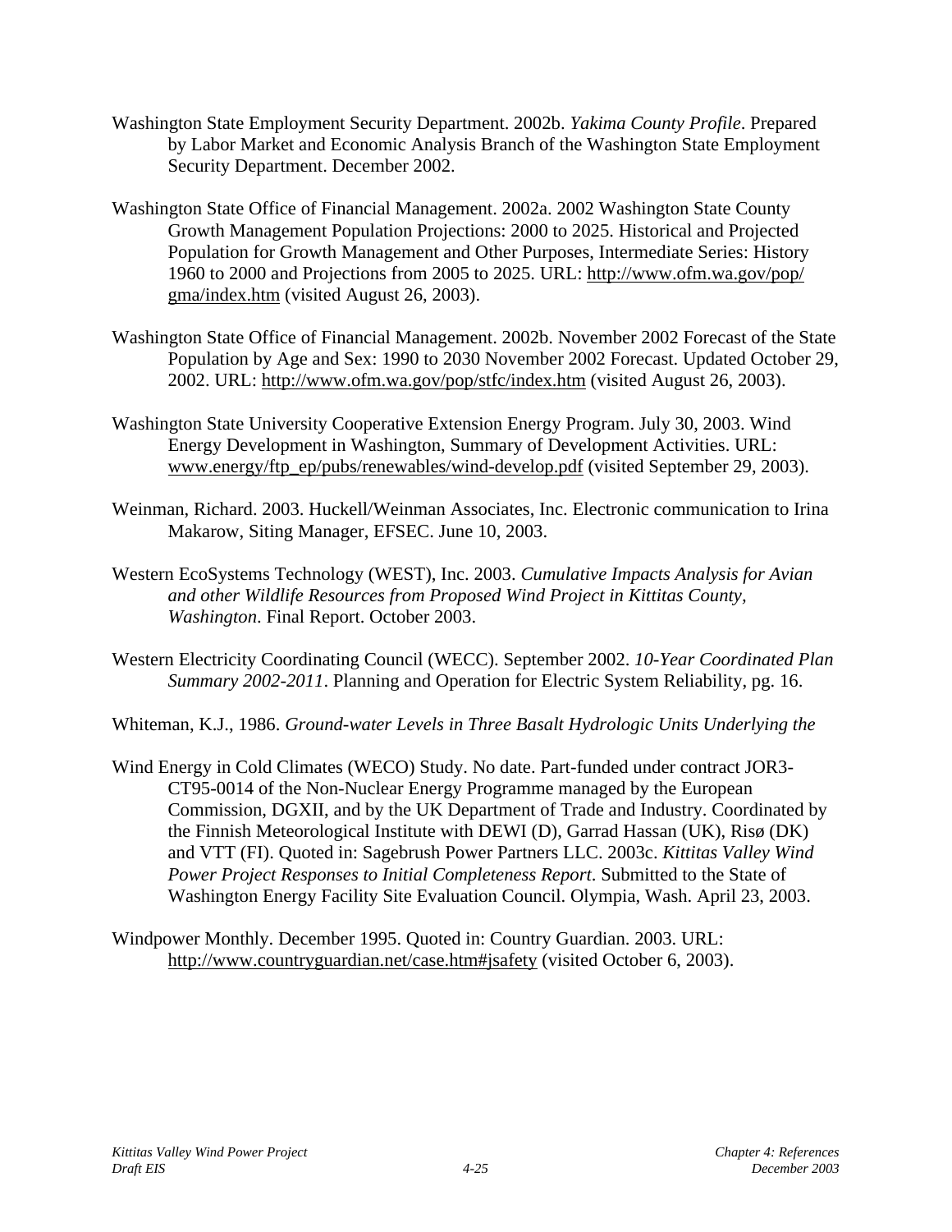Washington State Employment Security Department. 2002b. *Yakima County Profile*. Prepared by Labor Market and Economic Analysis Branch of the Washington State Employment Security Department. December 2002.

Washington State Office of Financial Management. 2002a. 2002 Washington State County Growth Management Population Projections: 2000 to 2025. Historical and Projected Population for Growth Management and Other Purposes, Intermediate Series: History 1960 to 2000 and Projections from 2005 to 2025. URL: http://www.ofm.wa.gov/pop/gma/index.htm (visited August 26, 2003).

Washington State Office of Financial Management. 2002b. November 2002 Forecast of the State Population by Age and Sex: 1990 to 2030 November 2002 Forecast. Updated October 29, 2002. URL: http://www.ofm.wa.gov/pop/stfc/index.htm (visited August 26, 2003).

Washington State University Cooperative Extension Energy Program. July 30, 2003. Wind Energy Development in Washington, Summary of Development Activities. URL: www.energy/ftp_ep/pubs/renewables/wind-develop.pdf (visited September 29, 2003).

Weinman, Richard. 2003. Huckell/Weinman Associates, Inc. Electronic communication to Irina Makarow, Siting Manager, EFSEC. June 10, 2003.

Western EcoSystems Technology (WEST), Inc. 2003. *Cumulative Impacts Analysis for Avian and other Wildlife Resources from Proposed Wind Project in Kittitas County, Washington*. Final Report. October 2003.

Western Electricity Coordinating Council (WECC). September 2002. *10-Year Coordinated Plan Summary 2002-2011*. Planning and Operation for Electric System Reliability, pg. 16.

Whiteman, K.J., 1986. *Ground-water Levels in Three Basalt Hydrologic Units Underlying the*

Wind Energy in Cold Climates (WECO) Study. No date. Part-funded under contract JOR3-CT95-0014 of the Non-Nuclear Energy Programme managed by the European Commission, DGXII, and by the UK Department of Trade and Industry. Coordinated by the Finnish Meteorological Institute with DEWI (D), Garrad Hassan (UK), Risø (DK) and VTT (FI). Quoted in: Sagebrush Power Partners LLC. 2003c. *Kittitas Valley Wind Power Project Responses to Initial Completeness Report*. Submitted to the State of Washington Energy Facility Site Evaluation Council. Olympia, Wash. April 23, 2003.

Windpower Monthly. December 1995. Quoted in: Country Guardian. 2003. URL: http://www.countryguardian.net/case.htm#jsafety (visited October 6, 2003).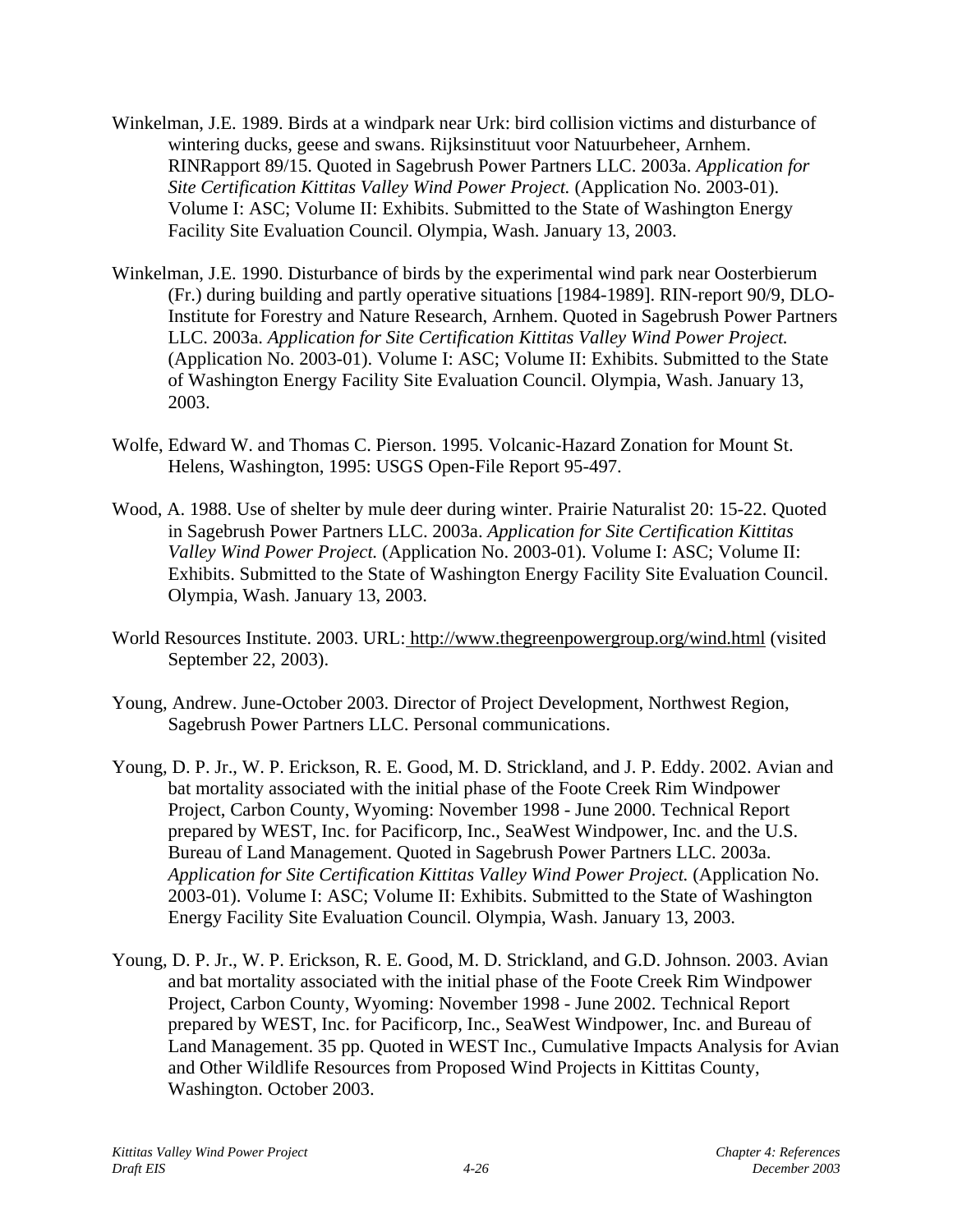Winkelman, J.E. 1989. Birds at a windpark near Urk: bird collision victims and disturbance of wintering ducks, geese and swans. Rijksinstituut voor Natuurbeheer, Arnhem. RINRapport 89/15. Quoted in Sagebrush Power Partners LLC. 2003a. *Application for Site Certification Kittitas Valley Wind Power Project.* (Application No. 2003-01). Volume I: ASC; Volume II: Exhibits. Submitted to the State of Washington Energy Facility Site Evaluation Council. Olympia, Wash. January 13, 2003.

Winkelman, J.E. 1990. Disturbance of birds by the experimental wind park near Oosterbierum (Fr.) during building and partly operative situations [1984-1989]. RIN-report 90/9, DLO-Institute for Forestry and Nature Research, Arnhem. Quoted in Sagebrush Power Partners LLC. 2003a. *Application for Site Certification Kittitas Valley Wind Power Project.* (Application No. 2003-01). Volume I: ASC; Volume II: Exhibits. Submitted to the State of Washington Energy Facility Site Evaluation Council. Olympia, Wash. January 13, 2003.

Wolfe, Edward W. and Thomas C. Pierson. 1995. Volcanic-Hazard Zonation for Mount St. Helens, Washington, 1995: USGS Open-File Report 95-497.

Wood, A. 1988. Use of shelter by mule deer during winter. Prairie Naturalist 20: 15-22. Quoted in Sagebrush Power Partners LLC. 2003a. *Application for Site Certification Kittitas Valley Wind Power Project.* (Application No. 2003-01). Volume I: ASC; Volume II: Exhibits. Submitted to the State of Washington Energy Facility Site Evaluation Council. Olympia, Wash. January 13, 2003.

World Resources Institute. 2003. URL: http://www.thegreenpowergroup.org/wind.html (visited September 22, 2003).

Young, Andrew. June-October 2003. Director of Project Development, Northwest Region, Sagebrush Power Partners LLC. Personal communications.

Young, D. P. Jr., W. P. Erickson, R. E. Good, M. D. Strickland, and J. P. Eddy. 2002. Avian and bat mortality associated with the initial phase of the Foote Creek Rim Windpower Project, Carbon County, Wyoming: November 1998 - June 2000. Technical Report prepared by WEST, Inc. for Pacificorp, Inc., SeaWest Windpower, Inc. and the U.S. Bureau of Land Management. Quoted in Sagebrush Power Partners LLC. 2003a. *Application for Site Certification Kittitas Valley Wind Power Project.* (Application No. 2003-01). Volume I: ASC; Volume II: Exhibits. Submitted to the State of Washington Energy Facility Site Evaluation Council. Olympia, Wash. January 13, 2003.

Young, D. P. Jr., W. P. Erickson, R. E. Good, M. D. Strickland, and G.D. Johnson. 2003. Avian and bat mortality associated with the initial phase of the Foote Creek Rim Windpower Project, Carbon County, Wyoming: November 1998 - June 2002. Technical Report prepared by WEST, Inc. for Pacificorp, Inc., SeaWest Windpower, Inc. and Bureau of Land Management. 35 pp. Quoted in WEST Inc., Cumulative Impacts Analysis for Avian and Other Wildlife Resources from Proposed Wind Projects in Kittitas County, Washington. October 2003.